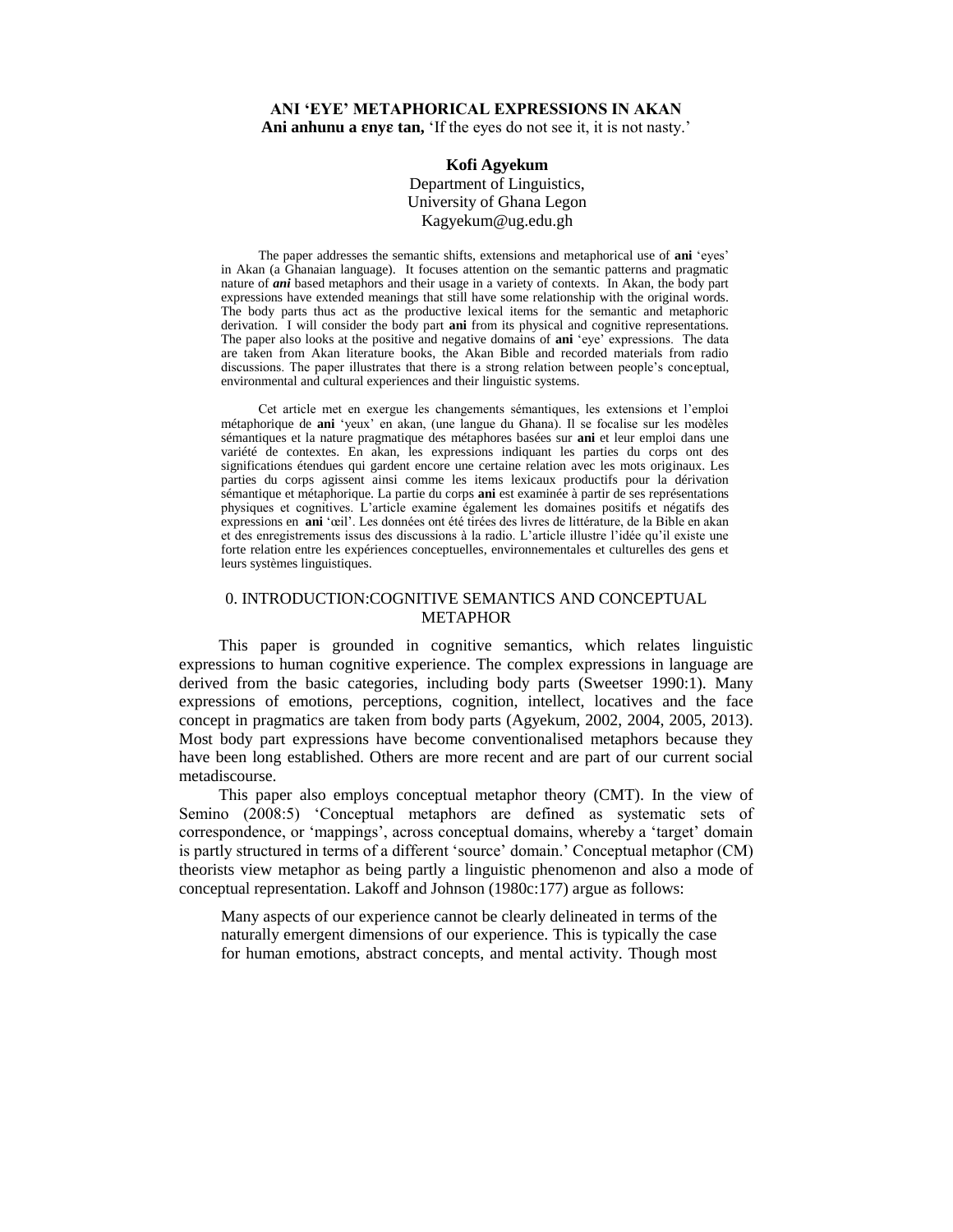# ANI 'EYE' METAPHORICAL EXPRESSIONS IN AKAN

**Ani anhunu a ɛnyɛ tan,** 'If the eyes do not see it, it is not nasty.'

**Kofi Agyekum**
Department of Linguistics,
University of Ghana Legon
Kagyekum@ug.edu.gh

The paper addresses the semantic shifts, extensions and metaphorical use of **ani** 'eyes' in Akan (a Ghanaian language). It focuses attention on the semantic patterns and pragmatic nature of ***ani*** based metaphors and their usage in a variety of contexts. In Akan, the body part expressions have extended meanings that still have some relationship with the original words. The body parts thus act as the productive lexical items for the semantic and metaphoric derivation. I will consider the body part **ani** from its physical and cognitive representations. The paper also looks at the positive and negative domains of **ani** 'eye' expressions. The data are taken from Akan literature books, the Akan Bible and recorded materials from radio discussions. The paper illustrates that there is a strong relation between people's conceptual, environmental and cultural experiences and their linguistic systems.

Cet article met en exergue les changements sémantiques, les extensions et l'emploi métaphorique de **ani** 'yeux' en akan, (une langue du Ghana). Il se focalise sur les modèles sémantiques et la nature pragmatique des métaphores basées sur **ani** et leur emploi dans une variété de contextes. En akan, les expressions indiquant les parties du corps ont des significations étendues qui gardent encore une certaine relation avec les mots originaux. Les parties du corps agissent ainsi comme les items lexicaux productifs pour la dérivation sémantique et métaphorique. La partie du corps **ani** est examinée à partir de ses représentations physiques et cognitives. L'article examine également les domaines positifs et négatifs des expressions en **ani** 'œil'. Les données ont été tirées des livres de littérature, de la Bible en akan et des enregistrements issus des discussions à la radio. L'article illustre l'idée qu'il existe une forte relation entre les expériences conceptuelles, environnementales et culturelles des gens et leurs systèmes linguistiques.

## 0. INTRODUCTION:COGNITIVE SEMANTICS AND CONCEPTUAL METAPHOR

This paper is grounded in cognitive semantics, which relates linguistic expressions to human cognitive experience. The complex expressions in language are derived from the basic categories, including body parts (Sweetser 1990:1). Many expressions of emotions, perceptions, cognition, intellect, locatives and the face concept in pragmatics are taken from body parts (Agyekum, 2002, 2004, 2005, 2013). Most body part expressions have become conventionalised metaphors because they have been long established. Others are more recent and are part of our current social metadiscourse.

This paper also employs conceptual metaphor theory (CMT). In the view of Semino (2008:5) 'Conceptual metaphors are defined as systematic sets of correspondence, or 'mappings', across conceptual domains, whereby a 'target' domain is partly structured in terms of a different 'source' domain.' Conceptual metaphor (CM) theorists view metaphor as being partly a linguistic phenomenon and also a mode of conceptual representation. Lakoff and Johnson (1980c:177) argue as follows:

> Many aspects of our experience cannot be clearly delineated in terms of the naturally emergent dimensions of our experience. This is typically the case for human emotions, abstract concepts, and mental activity. Though most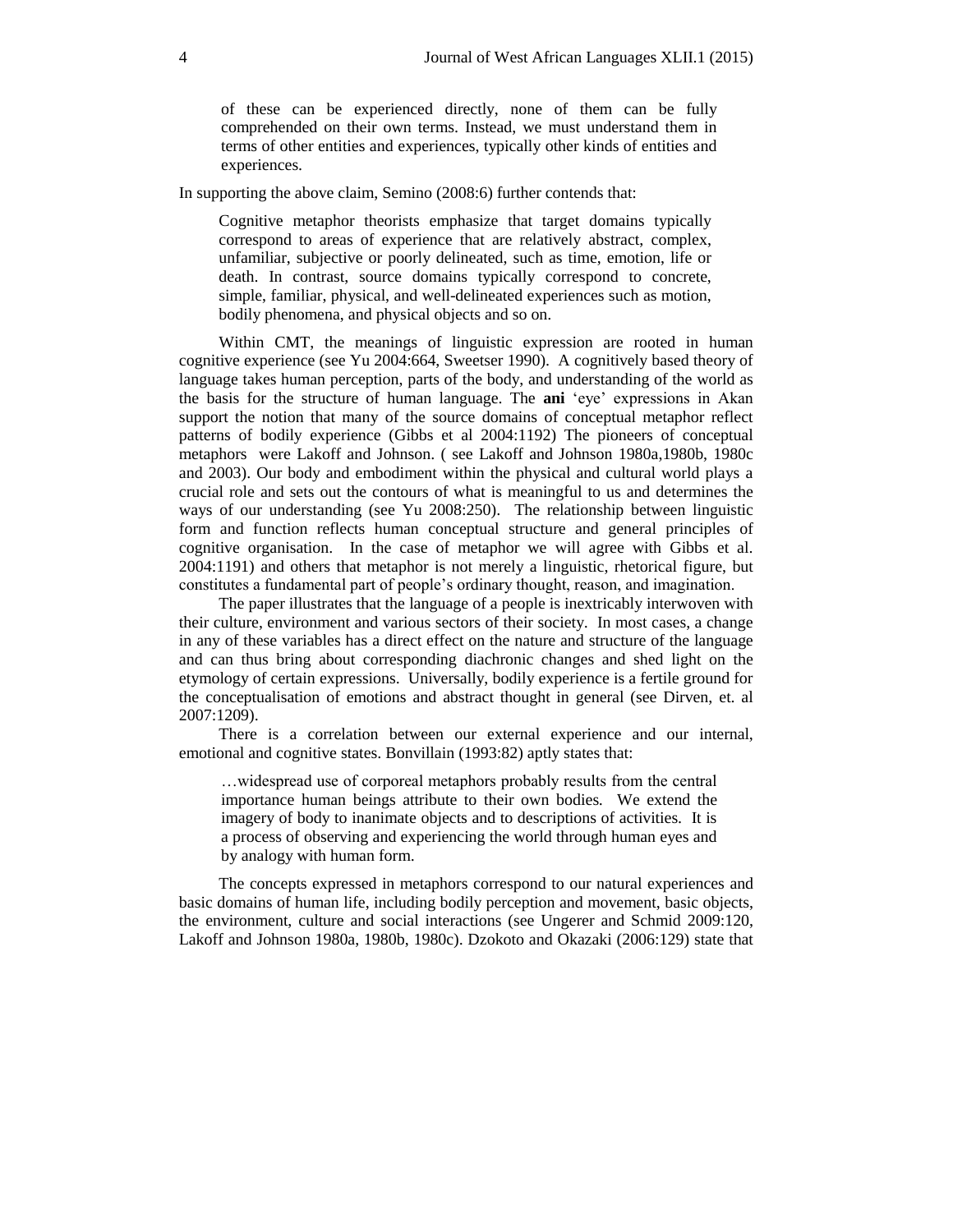> of these can be experienced directly, none of them can be fully comprehended on their own terms. Instead, we must understand them in terms of other entities and experiences, typically other kinds of entities and experiences.

In supporting the above claim, Semino (2008:6) further contends that:

> Cognitive metaphor theorists emphasize that target domains typically correspond to areas of experience that are relatively abstract, complex, unfamiliar, subjective or poorly delineated, such as time, emotion, life or death. In contrast, source domains typically correspond to concrete, simple, familiar, physical, and well-delineated experiences such as motion, bodily phenomena, and physical objects and so on.

Within CMT, the meanings of linguistic expression are rooted in human cognitive experience (see Yu 2004:664, Sweetser 1990). A cognitively based theory of language takes human perception, parts of the body, and understanding of the world as the basis for the structure of human language. The **ani** 'eye' expressions in Akan support the notion that many of the source domains of conceptual metaphor reflect patterns of bodily experience (Gibbs et al 2004:1192) The pioneers of conceptual metaphors were Lakoff and Johnson. ( see Lakoff and Johnson 1980a,1980b, 1980c and 2003). Our body and embodiment within the physical and cultural world plays a crucial role and sets out the contours of what is meaningful to us and determines the ways of our understanding (see Yu 2008:250). The relationship between linguistic form and function reflects human conceptual structure and general principles of cognitive organisation. In the case of metaphor we will agree with Gibbs et al. 2004:1191) and others that metaphor is not merely a linguistic, rhetorical figure, but constitutes a fundamental part of people's ordinary thought, reason, and imagination.

The paper illustrates that the language of a people is inextricably interwoven with their culture, environment and various sectors of their society. In most cases, a change in any of these variables has a direct effect on the nature and structure of the language and can thus bring about corresponding diachronic changes and shed light on the etymology of certain expressions. Universally, bodily experience is a fertile ground for the conceptualisation of emotions and abstract thought in general (see Dirven, et. al 2007:1209).

There is a correlation between our external experience and our internal, emotional and cognitive states. Bonvillain (1993:82) aptly states that:

> …widespread use of corporeal metaphors probably results from the central importance human beings attribute to their own bodies. We extend the imagery of body to inanimate objects and to descriptions of activities. It is a process of observing and experiencing the world through human eyes and by analogy with human form.

The concepts expressed in metaphors correspond to our natural experiences and basic domains of human life, including bodily perception and movement, basic objects, the environment, culture and social interactions (see Ungerer and Schmid 2009:120, Lakoff and Johnson 1980a, 1980b, 1980c). Dzokoto and Okazaki (2006:129) state that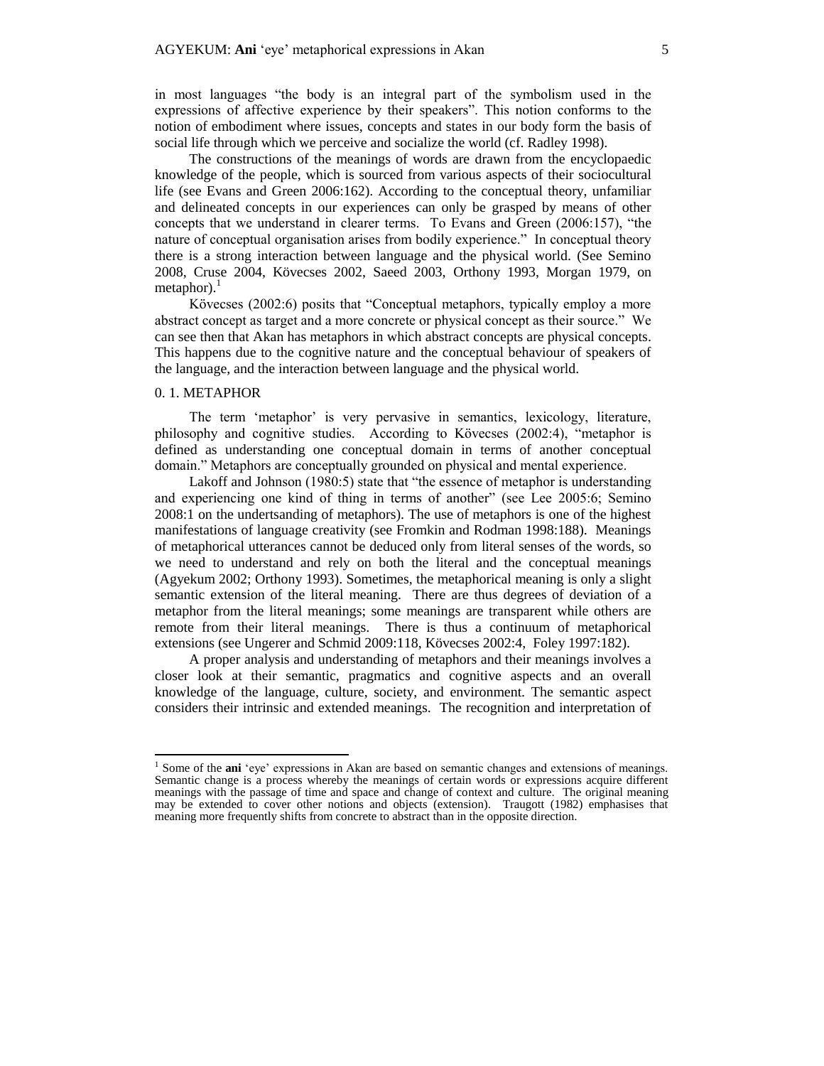in most languages "the body is an integral part of the symbolism used in the expressions of affective experience by their speakers". This notion conforms to the notion of embodiment where issues, concepts and states in our body form the basis of social life through which we perceive and socialize the world (cf. Radley 1998).

The constructions of the meanings of words are drawn from the encyclopaedic knowledge of the people, which is sourced from various aspects of their sociocultural life (see Evans and Green 2006:162). According to the conceptual theory, unfamiliar and delineated concepts in our experiences can only be grasped by means of other concepts that we understand in clearer terms. To Evans and Green (2006:157), "the nature of conceptual organisation arises from bodily experience." In conceptual theory there is a strong interaction between language and the physical world. (See Semino 2008, Cruse 2004, Kövecses 2002, Saeed 2003, Orthony 1993, Morgan 1979, on metaphor).[1]

Kövecses (2002:6) posits that "Conceptual metaphors, typically employ a more abstract concept as target and a more concrete or physical concept as their source." We can see then that Akan has metaphors in which abstract concepts are physical concepts. This happens due to the cognitive nature and the conceptual behaviour of speakers of the language, and the interaction between language and the physical world.

## 0. 1. METAPHOR

The term 'metaphor' is very pervasive in semantics, lexicology, literature, philosophy and cognitive studies. According to Kövecses (2002:4), "metaphor is defined as understanding one conceptual domain in terms of another conceptual domain." Metaphors are conceptually grounded on physical and mental experience.

Lakoff and Johnson (1980:5) state that "the essence of metaphor is understanding and experiencing one kind of thing in terms of another" (see Lee 2005:6; Semino 2008:1 on the undertsanding of metaphors). The use of metaphors is one of the highest manifestations of language creativity (see Fromkin and Rodman 1998:188). Meanings of metaphorical utterances cannot be deduced only from literal senses of the words, so we need to understand and rely on both the literal and the conceptual meanings (Agyekum 2002; Orthony 1993). Sometimes, the metaphorical meaning is only a slight semantic extension of the literal meaning. There are thus degrees of deviation of a metaphor from the literal meanings; some meanings are transparent while others are remote from their literal meanings. There is thus a continuum of metaphorical extensions (see Ungerer and Schmid 2009:118, Kövecses 2002:4, Foley 1997:182).

A proper analysis and understanding of metaphors and their meanings involves a closer look at their semantic, pragmatics and cognitive aspects and an overall knowledge of the language, culture, society, and environment. The semantic aspect considers their intrinsic and extended meanings. The recognition and interpretation of

---

[1] Some of the **ani** 'eye' expressions in Akan are based on semantic changes and extensions of meanings. Semantic change is a process whereby the meanings of certain words or expressions acquire different meanings with the passage of time and space and change of context and culture. The original meaning may be extended to cover other notions and objects (extension). Traugott (1982) emphasises that meaning more frequently shifts from concrete to abstract than in the opposite direction.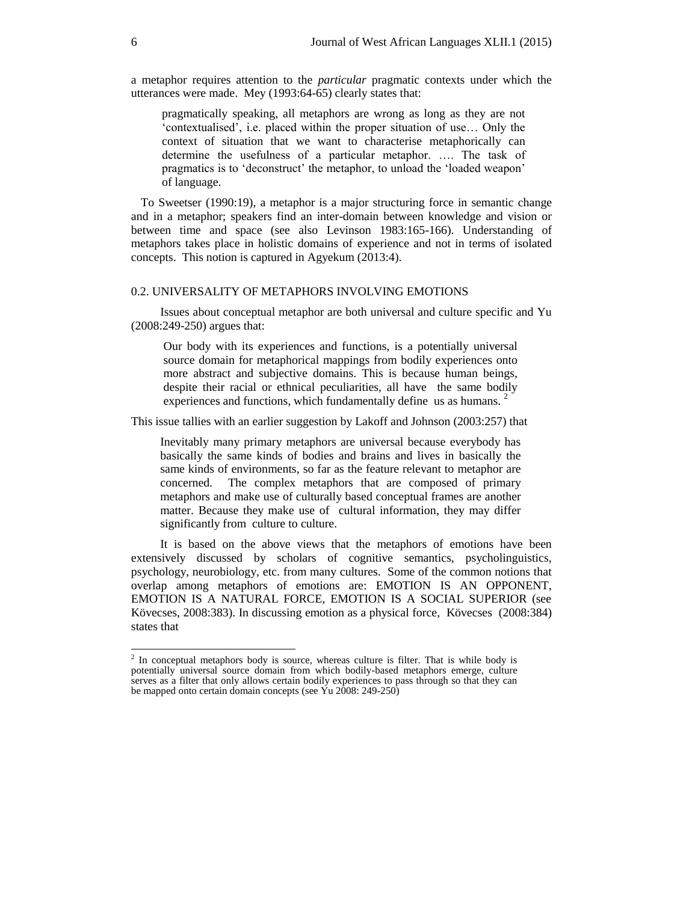a metaphor requires attention to the *particular* pragmatic contexts under which the utterances were made. Mey (1993:64-65) clearly states that:

> pragmatically speaking, all metaphors are wrong as long as they are not 'contextualised', i.e. placed within the proper situation of use… Only the context of situation that we want to characterise metaphorically can determine the usefulness of a particular metaphor. …. The task of pragmatics is to 'deconstruct' the metaphor, to unload the 'loaded weapon' of language.

To Sweetser (1990:19), a metaphor is a major structuring force in semantic change and in a metaphor; speakers find an inter-domain between knowledge and vision or between time and space (see also Levinson 1983:165-166). Understanding of metaphors takes place in holistic domains of experience and not in terms of isolated concepts. This notion is captured in Agyekum (2013:4).

## 0.2. UNIVERSALITY OF METAPHORS INVOLVING EMOTIONS

Issues about conceptual metaphor are both universal and culture specific and Yu (2008:249-250) argues that:

> Our body with its experiences and functions, is a potentially universal source domain for metaphorical mappings from bodily experiences onto more abstract and subjective domains. This is because human beings, despite their racial or ethnical peculiarities, all have the same bodily experiences and functions, which fundamentally define us as humans. [2]

This issue tallies with an earlier suggestion by Lakoff and Johnson (2003:257) that

> Inevitably many primary metaphors are universal because everybody has basically the same kinds of bodies and brains and lives in basically the same kinds of environments, so far as the feature relevant to metaphor are concerned. The complex metaphors that are composed of primary metaphors and make use of culturally based conceptual frames are another matter. Because they make use of cultural information, they may differ significantly from culture to culture.

It is based on the above views that the metaphors of emotions have been extensively discussed by scholars of cognitive semantics, psycholinguistics, psychology, neurobiology, etc. from many cultures. Some of the common notions that overlap among metaphors of emotions are: EMOTION IS AN OPPONENT, EMOTION IS A NATURAL FORCE, EMOTION IS A SOCIAL SUPERIOR (see Kövecses, 2008:383). In discussing emotion as a physical force, Kövecses (2008:384) states that

[2] In conceptual metaphors body is source, whereas culture is filter. That is while body is potentially universal source domain from which bodily-based metaphors emerge, culture serves as a filter that only allows certain bodily experiences to pass through so that they can be mapped onto certain domain concepts (see Yu 2008: 249-250)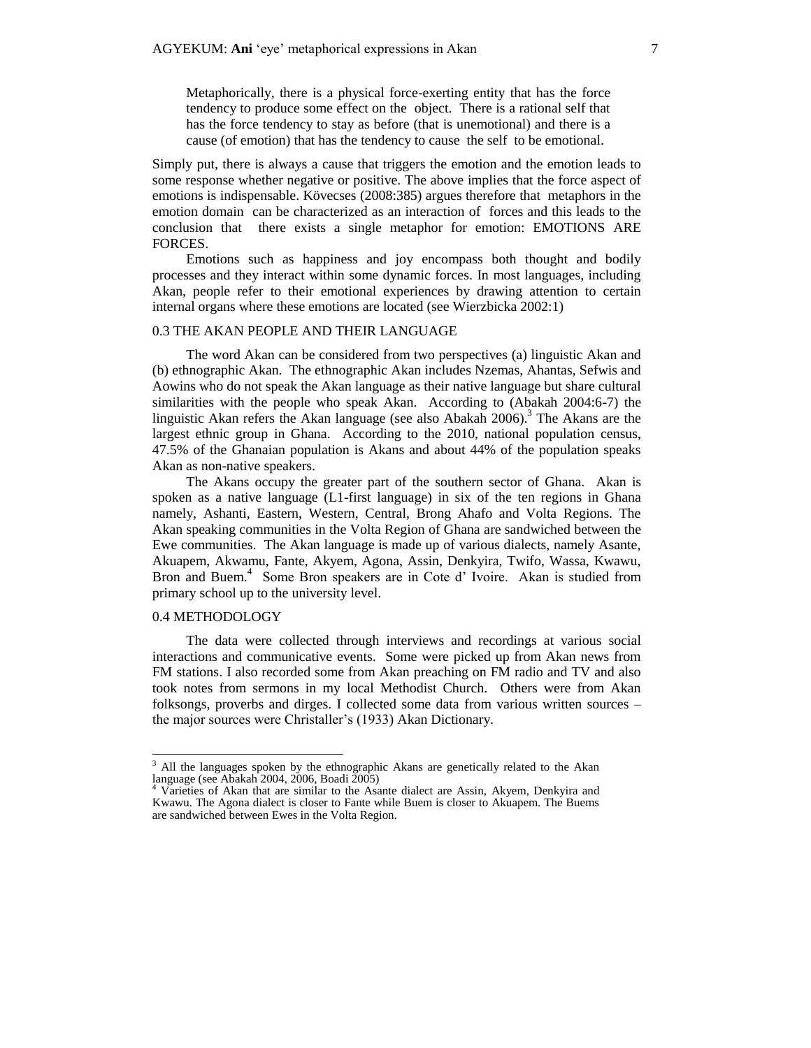Metaphorically, there is a physical force-exerting entity that has the force tendency to produce some effect on the object. There is a rational self that has the force tendency to stay as before (that is unemotional) and there is a cause (of emotion) that has the tendency to cause the self to be emotional.

Simply put, there is always a cause that triggers the emotion and the emotion leads to some response whether negative or positive. The above implies that the force aspect of emotions is indispensable. Kövecses (2008:385) argues therefore that metaphors in the emotion domain can be characterized as an interaction of forces and this leads to the conclusion that there exists a single metaphor for emotion: EMOTIONS ARE FORCES.

Emotions such as happiness and joy encompass both thought and bodily processes and they interact within some dynamic forces. In most languages, including Akan, people refer to their emotional experiences by drawing attention to certain internal organs where these emotions are located (see Wierzbicka 2002:1)

## 0.3 THE AKAN PEOPLE AND THEIR LANGUAGE

The word Akan can be considered from two perspectives (a) linguistic Akan and (b) ethnographic Akan. The ethnographic Akan includes Nzemas, Ahantas, Sefwis and Aowins who do not speak the Akan language as their native language but share cultural similarities with the people who speak Akan. According to (Abakah 2004:6-7) the linguistic Akan refers the Akan language (see also Abakah 2006).[3] The Akans are the largest ethnic group in Ghana. According to the 2010, national population census, 47.5% of the Ghanaian population is Akans and about 44% of the population speaks Akan as non-native speakers.

The Akans occupy the greater part of the southern sector of Ghana. Akan is spoken as a native language (L1-first language) in six of the ten regions in Ghana namely, Ashanti, Eastern, Western, Central, Brong Ahafo and Volta Regions. The Akan speaking communities in the Volta Region of Ghana are sandwiched between the Ewe communities. The Akan language is made up of various dialects, namely Asante, Akuapem, Akwamu, Fante, Akyem, Agona, Assin, Denkyira, Twifo, Wassa, Kwawu, Bron and Buem.[4] Some Bron speakers are in Cote d' Ivoire. Akan is studied from primary school up to the university level.

## 0.4 METHODOLOGY

The data were collected through interviews and recordings at various social interactions and communicative events. Some were picked up from Akan news from FM stations. I also recorded some from Akan preaching on FM radio and TV and also took notes from sermons in my local Methodist Church. Others were from Akan folksongs, proverbs and dirges. I collected some data from various written sources – the major sources were Christaller's (1933) Akan Dictionary.

---

[3] All the languages spoken by the ethnographic Akans are genetically related to the Akan language (see Abakah 2004, 2006, Boadi 2005)

[4] Varieties of Akan that are similar to the Asante dialect are Assin, Akyem, Denkyira and Kwawu. The Agona dialect is closer to Fante while Buem is closer to Akuapem. The Buems are sandwiched between Ewes in the Volta Region.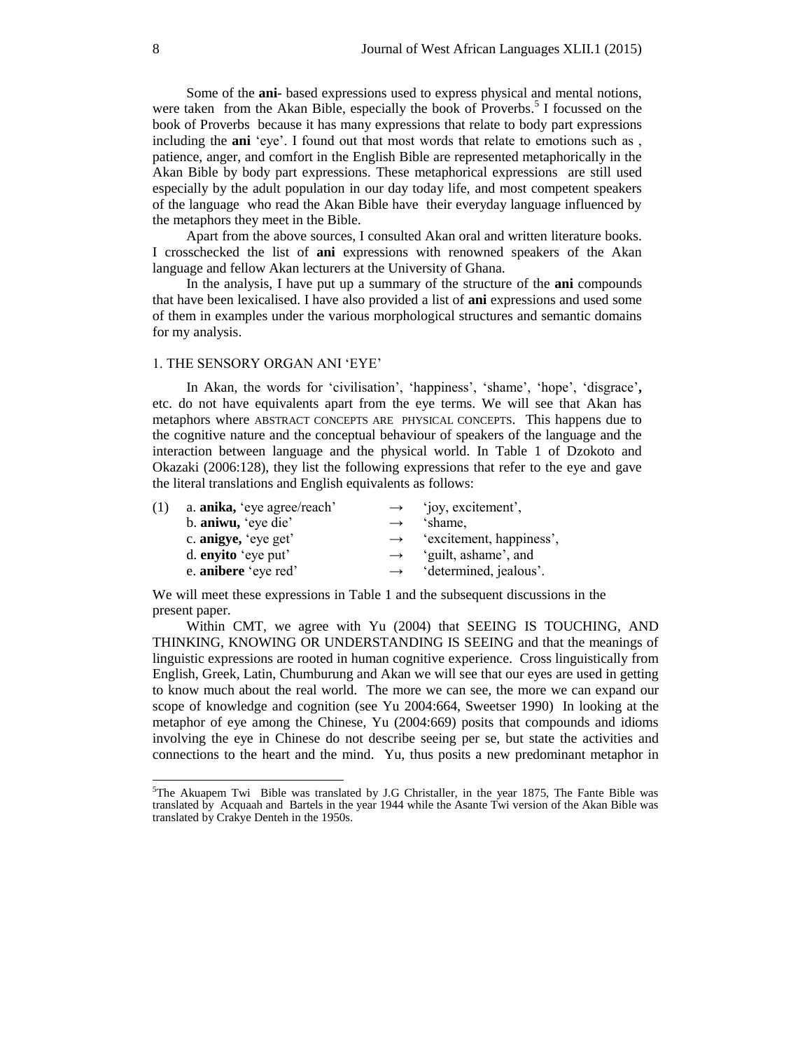Some of the **ani-** based expressions used to express physical and mental notions, were taken from the Akan Bible, especially the book of Proverbs.[5] I focussed on the book of Proverbs because it has many expressions that relate to body part expressions including the **ani** 'eye'. I found out that most words that relate to emotions such as , patience, anger, and comfort in the English Bible are represented metaphorically in the Akan Bible by body part expressions. These metaphorical expressions are still used especially by the adult population in our day today life, and most competent speakers of the language who read the Akan Bible have their everyday language influenced by the metaphors they meet in the Bible.

Apart from the above sources, I consulted Akan oral and written literature books. I crosschecked the list of **ani** expressions with renowned speakers of the Akan language and fellow Akan lecturers at the University of Ghana.

In the analysis, I have put up a summary of the structure of the **ani** compounds that have been lexicalised. I have also provided a list of **ani** expressions and used some of them in examples under the various morphological structures and semantic domains for my analysis.

## 1. THE SENSORY ORGAN ANI 'EYE'

In Akan, the words for 'civilisation', 'happiness', 'shame', 'hope', 'disgrace'**,** etc. do not have equivalents apart from the eye terms. We will see that Akan has metaphors where ABSTRACT CONCEPTS ARE PHYSICAL CONCEPTS. This happens due to the cognitive nature and the conceptual behaviour of speakers of the language and the interaction between language and the physical world. In Table 1 of Dzokoto and Okazaki (2006:128), they list the following expressions that refer to the eye and gave the literal translations and English equivalents as follows:

(1)
a. **anika,** 'eye agree/reach' → 'joy, excitement',
b. **aniwu,** 'eye die' → 'shame,
c. **anigye,** 'eye get' → 'excitement, happiness',
d. **enyito** 'eye put' → 'guilt, ashame', and
e. **anibere** 'eye red' → 'determined, jealous'.

We will meet these expressions in Table 1 and the subsequent discussions in the present paper.

Within CMT, we agree with Yu (2004) that SEEING IS TOUCHING, AND THINKING, KNOWING OR UNDERSTANDING IS SEEING and that the meanings of linguistic expressions are rooted in human cognitive experience. Cross linguistically from English, Greek, Latin, Chumburung and Akan we will see that our eyes are used in getting to know much about the real world. The more we can see, the more we can expand our scope of knowledge and cognition (see Yu 2004:664, Sweetser 1990) In looking at the metaphor of eye among the Chinese, Yu (2004:669) posits that compounds and idioms involving the eye in Chinese do not describe seeing per se, but state the activities and connections to the heart and the mind. Yu, thus posits a new predominant metaphor in

---

[5]The Akuapem Twi Bible was translated by J.G Christaller, in the year 1875, The Fante Bible was translated by Acquaah and Bartels in the year 1944 while the Asante Twi version of the Akan Bible was translated by Crakye Denteh in the 1950s.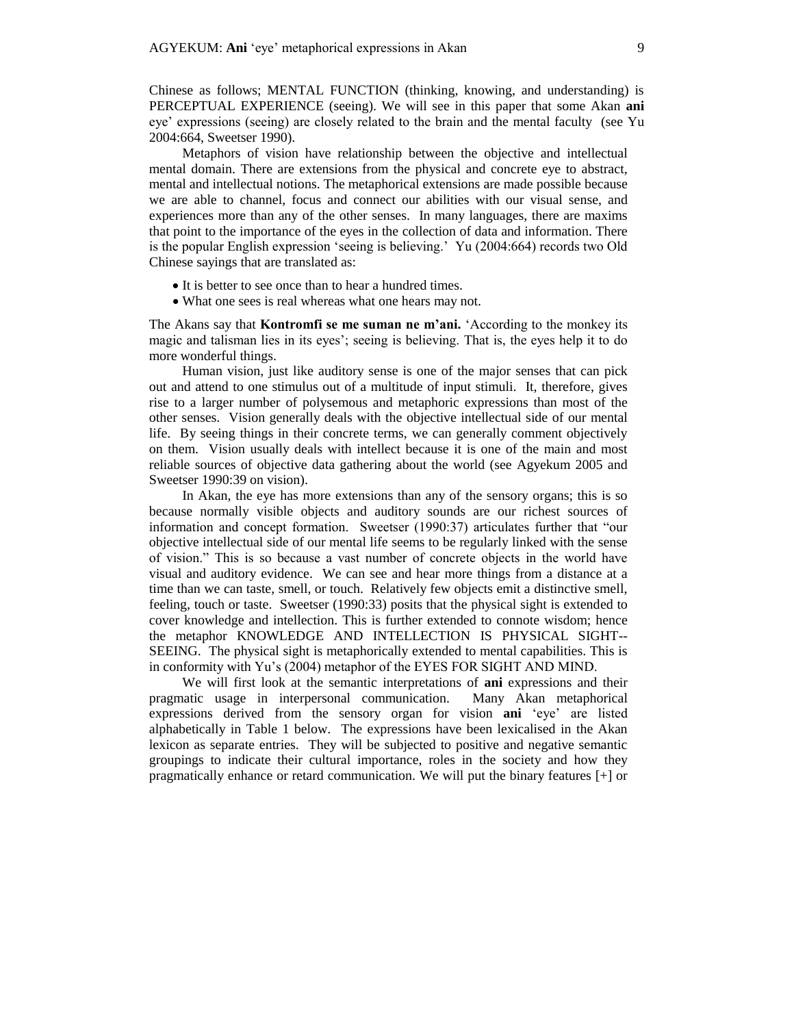Chinese as follows; MENTAL FUNCTION (thinking, knowing, and understanding) is PERCEPTUAL EXPERIENCE (seeing). We will see in this paper that some Akan **ani** eye' expressions (seeing) are closely related to the brain and the mental faculty (see Yu 2004:664, Sweetser 1990).

Metaphors of vision have relationship between the objective and intellectual mental domain. There are extensions from the physical and concrete eye to abstract, mental and intellectual notions. The metaphorical extensions are made possible because we are able to channel, focus and connect our abilities with our visual sense, and experiences more than any of the other senses. In many languages, there are maxims that point to the importance of the eyes in the collection of data and information. There is the popular English expression 'seeing is believing.' Yu (2004:664) records two Old Chinese sayings that are translated as:

- It is better to see once than to hear a hundred times.
- What one sees is real whereas what one hears may not.

The Akans say that **Kontromfi se me suman ne m'ani.** 'According to the monkey its magic and talisman lies in its eyes'; seeing is believing. That is, the eyes help it to do more wonderful things.

Human vision, just like auditory sense is one of the major senses that can pick out and attend to one stimulus out of a multitude of input stimuli. It, therefore, gives rise to a larger number of polysemous and metaphoric expressions than most of the other senses. Vision generally deals with the objective intellectual side of our mental life. By seeing things in their concrete terms, we can generally comment objectively on them. Vision usually deals with intellect because it is one of the main and most reliable sources of objective data gathering about the world (see Agyekum 2005 and Sweetser 1990:39 on vision).

In Akan, the eye has more extensions than any of the sensory organs; this is so because normally visible objects and auditory sounds are our richest sources of information and concept formation. Sweetser (1990:37) articulates further that "our objective intellectual side of our mental life seems to be regularly linked with the sense of vision." This is so because a vast number of concrete objects in the world have visual and auditory evidence. We can see and hear more things from a distance at a time than we can taste, smell, or touch. Relatively few objects emit a distinctive smell, feeling, touch or taste. Sweetser (1990:33) posits that the physical sight is extended to cover knowledge and intellection. This is further extended to connote wisdom; hence the metaphor KNOWLEDGE AND INTELLECTION IS PHYSICAL SIGHT--SEEING. The physical sight is metaphorically extended to mental capabilities. This is in conformity with Yu's (2004) metaphor of the EYES FOR SIGHT AND MIND.

We will first look at the semantic interpretations of **ani** expressions and their pragmatic usage in interpersonal communication. Many Akan metaphorical expressions derived from the sensory organ for vision **ani** 'eye' are listed alphabetically in Table 1 below. The expressions have been lexicalised in the Akan lexicon as separate entries. They will be subjected to positive and negative semantic groupings to indicate their cultural importance, roles in the society and how they pragmatically enhance or retard communication. We will put the binary features [+] or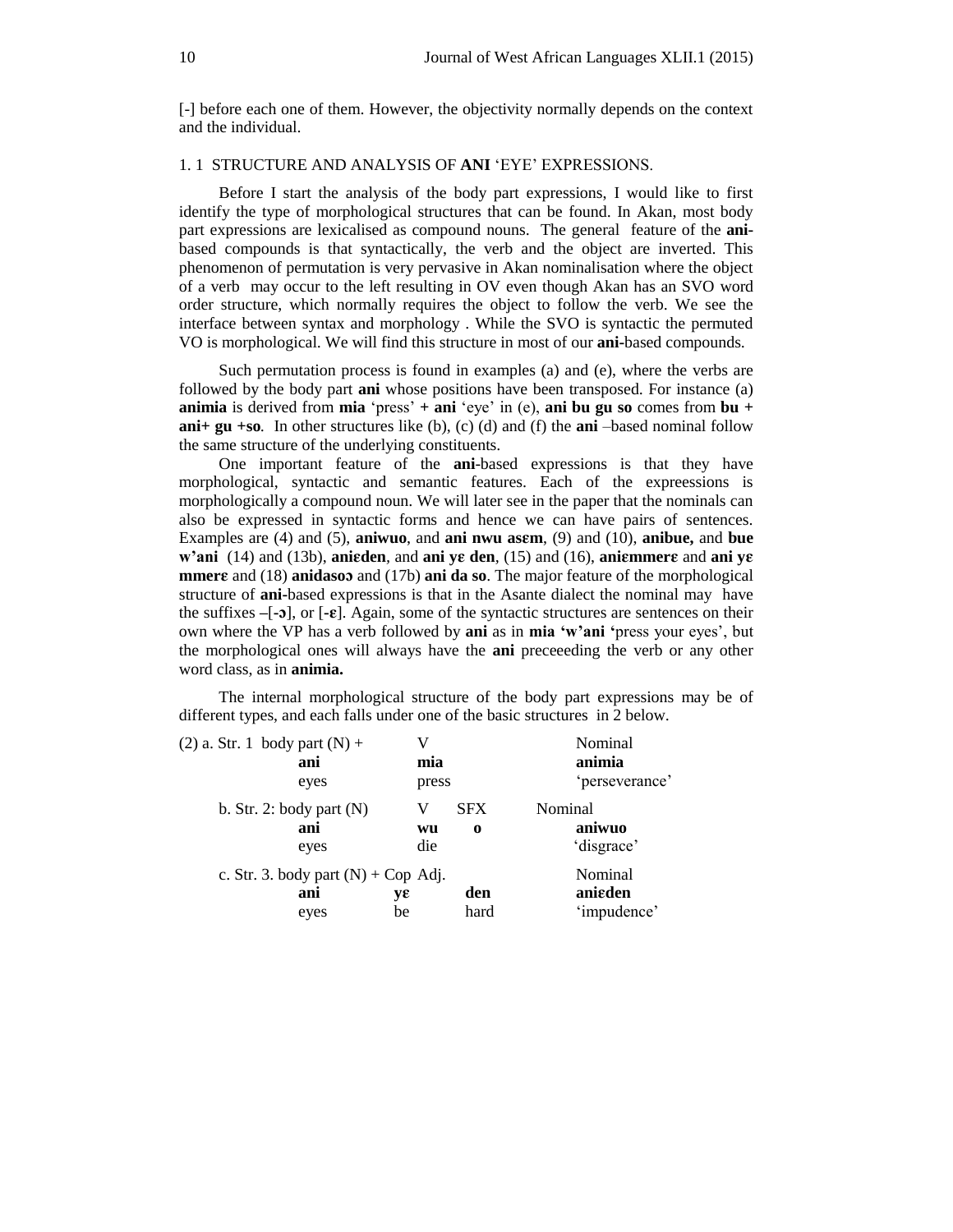[-] before each one of them. However, the objectivity normally depends on the context and the individual.

## 1. 1 STRUCTURE AND ANALYSIS OF **ANI** 'EYE' EXPRESSIONS.

Before I start the analysis of the body part expressions, I would like to first identify the type of morphological structures that can be found. In Akan, most body part expressions are lexicalised as compound nouns. The general feature of the **ani**-based compounds is that syntactically, the verb and the object are inverted. This phenomenon of permutation is very pervasive in Akan nominalisation where the object of a verb may occur to the left resulting in OV even though Akan has an SVO word order structure, which normally requires the object to follow the verb. We see the interface between syntax and morphology . While the SVO is syntactic the permuted VO is morphological. We will find this structure in most of our **ani-**based compounds.

Such permutation process is found in examples (a) and (e), where the verbs are followed by the body part **ani** whose positions have been transposed. For instance (a) **animia** is derived from **mia** 'press' **+ ani** 'eye' in (e), **ani bu gu so** comes from **bu + ani+ gu +so**. In other structures like (b), (c) (d) and (f) the **ani** –based nominal follow the same structure of the underlying constituents.

One important feature of the **ani**-based expressions is that they have morphological, syntactic and semantic features. Each of the expreessions is morphologically a compound noun. We will later see in the paper that the nominals can also be expressed in syntactic forms and hence we can have pairs of sentences. Examples are (4) and (5), **aniwuo**, and **ani nwu asɛm**, (9) and (10), **anibue,** and **bue w'ani** (14) and (13b), **aniɛden**, and **ani yɛ den**, (15) and (16), **aniɛmmerɛ** and **ani yɛ mmerɛ** and (18) **anidasoɔ** and (17b) **ani da so**. The major feature of the morphological structure of **ani-**based expressions is that in the Asante dialect the nominal may have the suffixes –[**-ɔ**], or [**-ɛ**]. Again, some of the syntactic structures are sentences on their own where the VP has a verb followed by **ani** as in **mia 'w'ani '**press your eyes', but the morphological ones will always have the **ani** preceeeding the verb or any other word class, as in **animia.**

The internal morphological structure of the body part expressions may be of different types, and each falls under one of the basic structures in 2 below.

(2) a. Str. 1 body part (N) + V — Nominal
    **ani** **mia** — **animia**
    eyes press — 'perseverance'

b. Str. 2: body part (N) V SFX — Nominal
    **ani** **wu** **o** — **aniwuo**
    eyes die — 'disgrace'

c. Str. 3. body part (N) + Cop Adj. — Nominal
    **ani** **yɛ** **den** — **aniɛden**
    eyes be hard — 'impudence'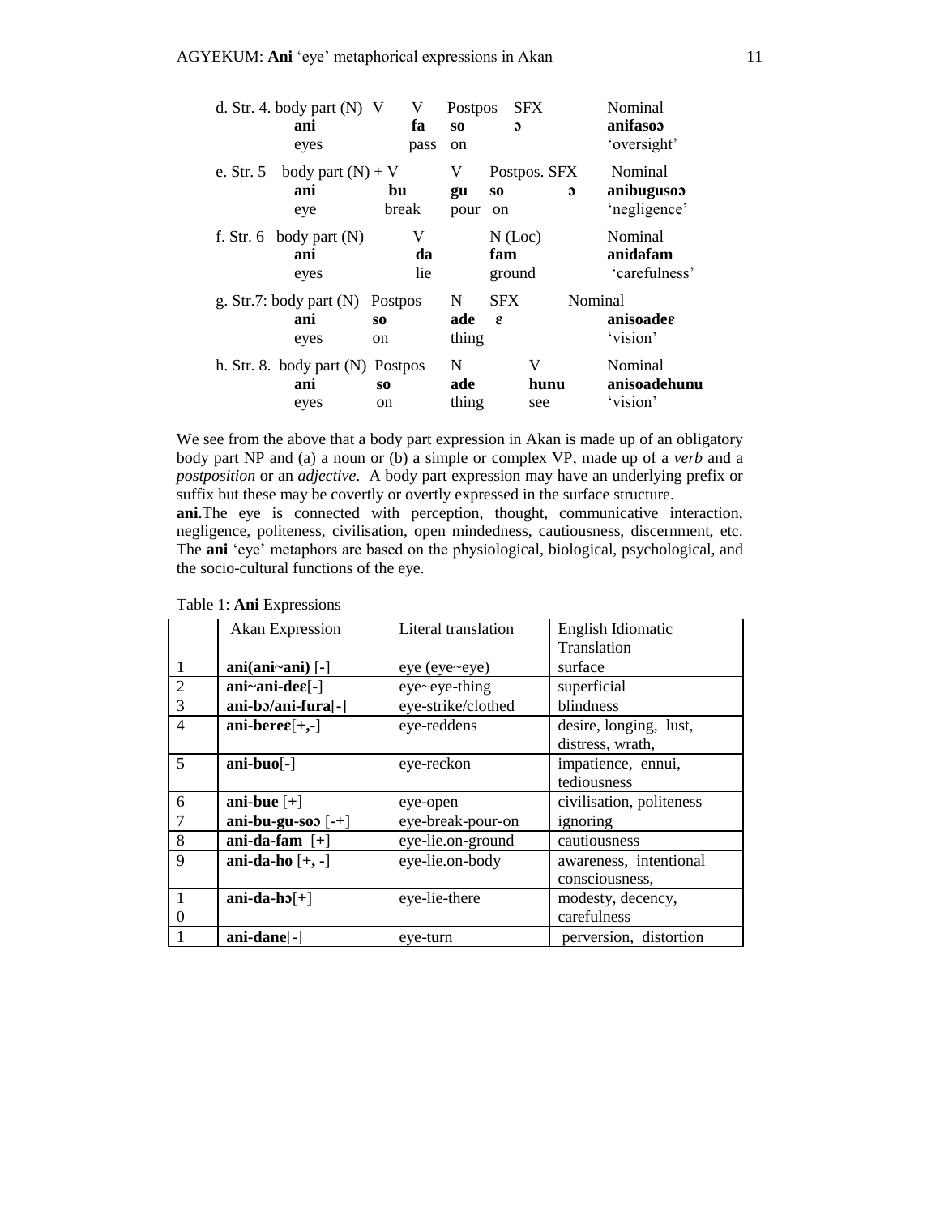d. Str. 4. body part (N) V V Postpos SFX Nominal
**ani** **fa** **so** **ɔ** **anifasoɔ**
eyes pass on 'oversight'

e. Str. 5 body part (N) + V V Postpos. SFX Nominal
**ani** **bu** **gu** **so** **ɔ** **anibugusoɔ**
eye break pour on 'negligence'

f. Str. 6 body part (N) V N (Loc) Nominal
**ani** **da** **fam** **anidafam**
eyes lie ground 'carefulness'

g. Str.7: body part (N) Postpos N SFX Nominal
**ani** **so** **ade** **ɛ** **anisoadeɛ**
eyes on thing 'vision'

h. Str. 8. body part (N) Postpos N V Nominal
**ani** **so** **ade** **hunu** **anisoadehunu**
eyes on thing see 'vision'

We see from the above that a body part expression in Akan is made up of an obligatory body part NP and (a) a noun or (b) a simple or complex VP, made up of a *verb* and a *postposition* or an *adjective*. A body part expression may have an underlying prefix or suffix but these may be covertly or overtly expressed in the surface structure.

**ani**.The eye is connected with perception, thought, communicative interaction, negligence, politeness, civilisation, open mindedness, cautiousness, discernment, etc. The **ani** 'eye' metaphors are based on the physiological, biological, psychological, and the socio-cultural functions of the eye.

Table 1: **Ani** Expressions

| | Akan Expression | Literal translation | English Idiomatic Translation |
|---|---|---|---|
| 1 | **ani(ani~ani)** [-] | eye (eye~eye) | surface |
| 2 | **ani~ani-deɛ**[-] | eye~eye-thing | superficial |
| 3 | **ani-bɔ/ani-fura**[-] | eye-strike/clothed | blindness |
| 4 | **ani-bereɛ**[+,-] | eye-reddens | desire, longing, lust, distress, wrath, |
| 5 | **ani-buo**[-] | eye-reckon | impatience, ennui, tediousness |
| 6 | **ani-bue** [+] | eye-open | civilisation, politeness |
| 7 | **ani-bu-gu-soɔ** [-+] | eye-break-pour-on | ignoring |
| 8 | **ani-da-fam** [+] | eye-lie.on-ground | cautiousness |
| 9 | **ani-da-ho** [+, -] | eye-lie.on-body | awareness, intentional consciousness, |
| 10 | **ani-da-hɔ**[+] | eye-lie-there | modesty, decency, carefulness |
| 1 | **ani-dane**[-] | eye-turn | perversion, distortion |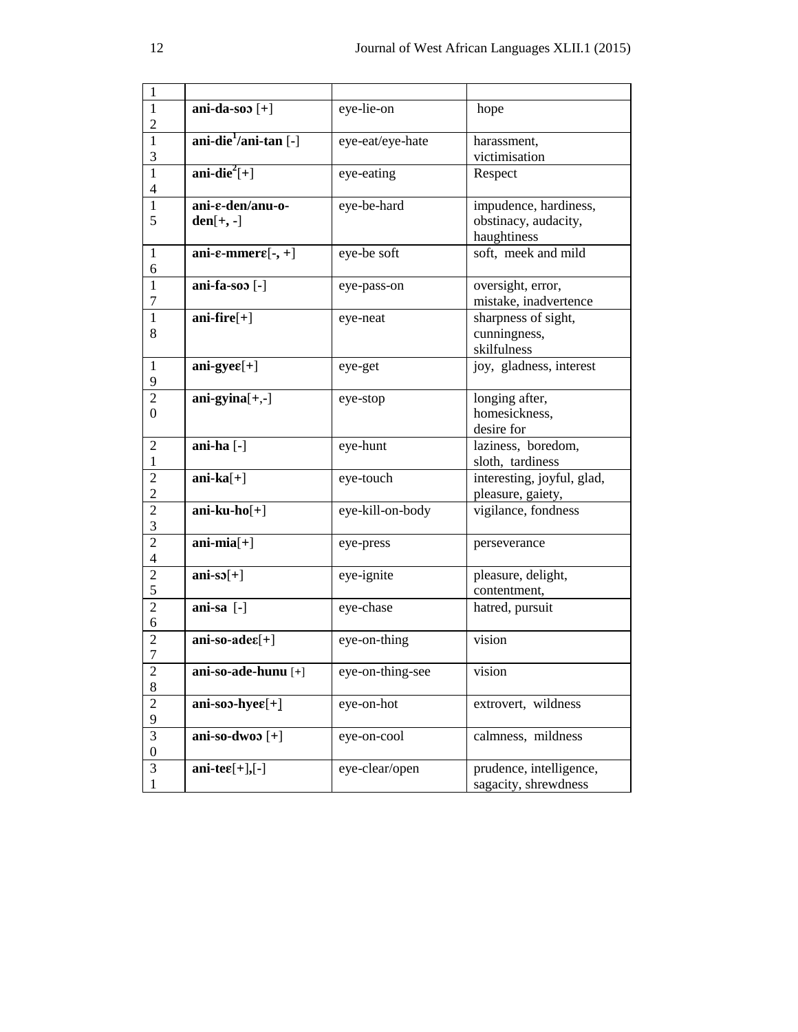| 1 | | | |
|---|---|---|---|
| 12 | **ani-da-soɔ** [+] | eye-lie-on | hope |
| 13 | **ani-die**[1]**/ani-tan** [-] | eye-eat/eye-hate | harassment, victimisation |
| 14 | **ani-die**[2][+] | eye-eating | Respect |
| 15 | **ani-ɛ-den/anu-o-den**[+, -] | eye-be-hard | impudence, hardiness, obstinacy, audacity, haughtiness |
| 16 | **ani-ɛ-mmerɛ**[-, +] | eye-be soft | soft, meek and mild |
| 17 | **ani-fa-soɔ** [-] | eye-pass-on | oversight, error, mistake, inadvertence |
| 18 | **ani-fire**[+] | eye-neat | sharpness of sight, cunningness, skilfulness |
| 19 | **ani-gyeɛ**[+] | eye-get | joy, gladness, interest |
| 20 | **ani-gyina**[+,-] | eye-stop | longing after, homesickness, desire for |
| 21 | **ani-ha** [-] | eye-hunt | laziness, boredom, sloth, tardiness |
| 22 | **ani-ka**[+] | eye-touch | interesting, joyful, glad, pleasure, gaiety, |
| 23 | **ani-ku-ho**[+] | eye-kill-on-body | vigilance, fondness |
| 24 | **ani-mia**[+] | eye-press | perseverance |
| 25 | **ani-sɔ**[+] | eye-ignite | pleasure, delight, contentment, |
| 26 | **ani-sa** [-] | eye-chase | hatred, pursuit |
| 27 | **ani-so-adeɛ**[+] | eye-on-thing | vision |
| 28 | **ani-so-ade-hunu** [+] | eye-on-thing-see | vision |
| 29 | **ani-soɔ-hyeɛ**[+] | eye-on-hot | extrovert, wildness |
| 30 | **ani-so-dwoɔ** [+] | eye-on-cool | calmness, mildness |
| 31 | **ani-teɛ**[+],[-] | eye-clear/open | prudence, intelligence, sagacity, shrewdness |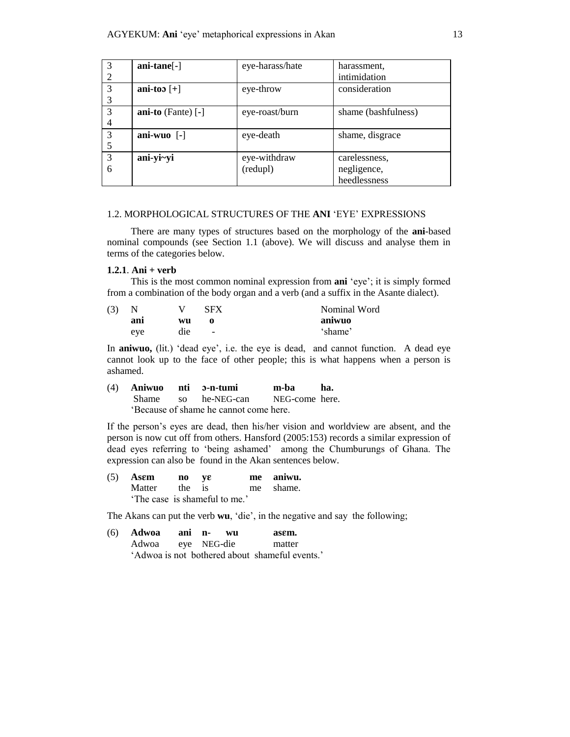| 32 | **ani-tane**[-] | eye-harass/hate | harassment, intimidation |
|---|---|---|---|
| 33 | **ani-toɔ** [+] | eye-throw | consideration |
| 34 | **ani-to** (Fante) [-] | eye-roast/burn | shame (bashfulness) |
| 35 | **ani-wuo** [-] | eye-death | shame, disgrace |
| 36 | **ani-yi~yi** | eye-withdraw (redupl) | carelessness, negligence, heedlessness |

1.2. MORPHOLOGICAL STRUCTURES OF THE **ANI** 'EYE' EXPRESSIONS

There are many types of structures based on the morphology of the **ani**-based nominal compounds (see Section 1.1 (above). We will discuss and analyse them in terms of the categories below.

**1.2.1**. **Ani + verb**

This is the most common nominal expression from **ani** 'eye'; it is simply formed from a combination of the body organ and a verb (and a suffix in the Asante dialect).

(3)

| N | V | SFX | Nominal Word |
|---|---|---|---|
| **ani** | **wu** | **o** | **aniwuo** |
| eye | die | - | 'shame' |

In **aniwuo,** (lit.) 'dead eye', i.e. the eye is dead, and cannot function. A dead eye cannot look up to the face of other people; this is what happens when a person is ashamed.

(4) **Aniwuo nti ɔ-n-tumi m-ba ha.**
Shame so he-NEG-can NEG-come here.
'Because of shame he cannot come here.

If the person's eyes are dead, then his/her vision and worldview are absent, and the person is now cut off from others. Hansford (2005:153) records a similar expression of dead eyes referring to 'being ashamed' among the Chumburungs of Ghana. The expression can also be found in the Akan sentences below.

(5) **Asɛm no yɛ me aniwu.**
Matter the is me shame.
'The case is shameful to me.'

The Akans can put the verb **wu**, 'die', in the negative and say the following;

(6) **Adwoa ani n- wu asɛm.**
Adwoa eye NEG-die matter
'Adwoa is not bothered about shameful events.'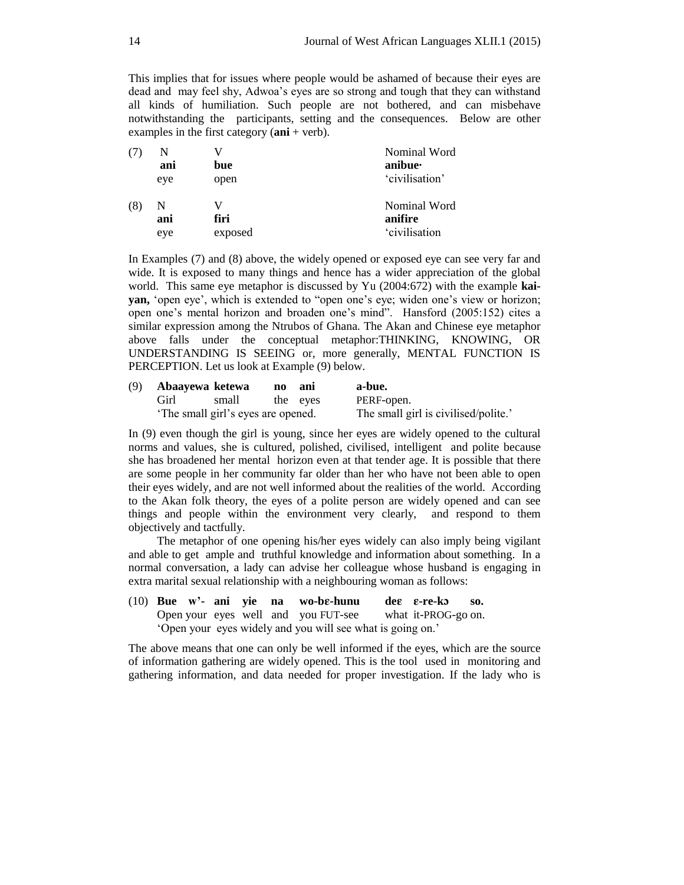This implies that for issues where people would be ashamed of because their eyes are dead and may feel shy, Adwoa's eyes are so strong and tough that they can withstand all kinds of humiliation. Such people are not bothered, and can misbehave notwithstanding the participants, setting and the consequences. Below are other examples in the first category (**ani** + verb).

| | N | V | Nominal Word |
|---|---|---|---|
| (7) | **ani** | **bue** | **anibue·** |
| | eye | open | 'civilisation' |

| | N | V | Nominal Word |
|---|---|---|---|
| (8) | **ani** | **firi** | **anifire** |
| | eye | exposed | 'civilisation |

In Examples (7) and (8) above, the widely opened or exposed eye can see very far and wide. It is exposed to many things and hence has a wider appreciation of the global world. This same eye metaphor is discussed by Yu (2004:672) with the example **kai-yan,** 'open eye', which is extended to "open one's eye; widen one's view or horizon; open one's mental horizon and broaden one's mind". Hansford (2005:152) cites a similar expression among the Ntrubos of Ghana. The Akan and Chinese eye metaphor above falls under the conceptual metaphor:THINKING, KNOWING, OR UNDERSTANDING IS SEEING or, more generally, MENTAL FUNCTION IS PERCEPTION. Let us look at Example (9) below.

(9) **Abaayewa ketewa no ani a-bue.**
Girl small the eyes PERF-open.
'The small girl's eyes are opened. The small girl is civilised/polite.'

In (9) even though the girl is young, since her eyes are widely opened to the cultural norms and values, she is cultured, polished, civilised, intelligent and polite because she has broadened her mental horizon even at that tender age. It is possible that there are some people in her community far older than her who have not been able to open their eyes widely, and are not well informed about the realities of the world. According to the Akan folk theory, the eyes of a polite person are widely opened and can see things and people within the environment very clearly, and respond to them objectively and tactfully.

The metaphor of one opening his/her eyes widely can also imply being vigilant and able to get ample and truthful knowledge and information about something. In a normal conversation, a lady can advise her colleague whose husband is engaging in extra marital sexual relationship with a neighbouring woman as follows:

(10) **Bue w'- ani yie na wo-bɛ-hunu deɛ ɛ-re-kɔ so.**
Open your eyes well and you FUT-see what it-PROG-go on.
'Open your eyes widely and you will see what is going on.'

The above means that one can only be well informed if the eyes, which are the source of information gathering are widely opened. This is the tool used in monitoring and gathering information, and data needed for proper investigation. If the lady who is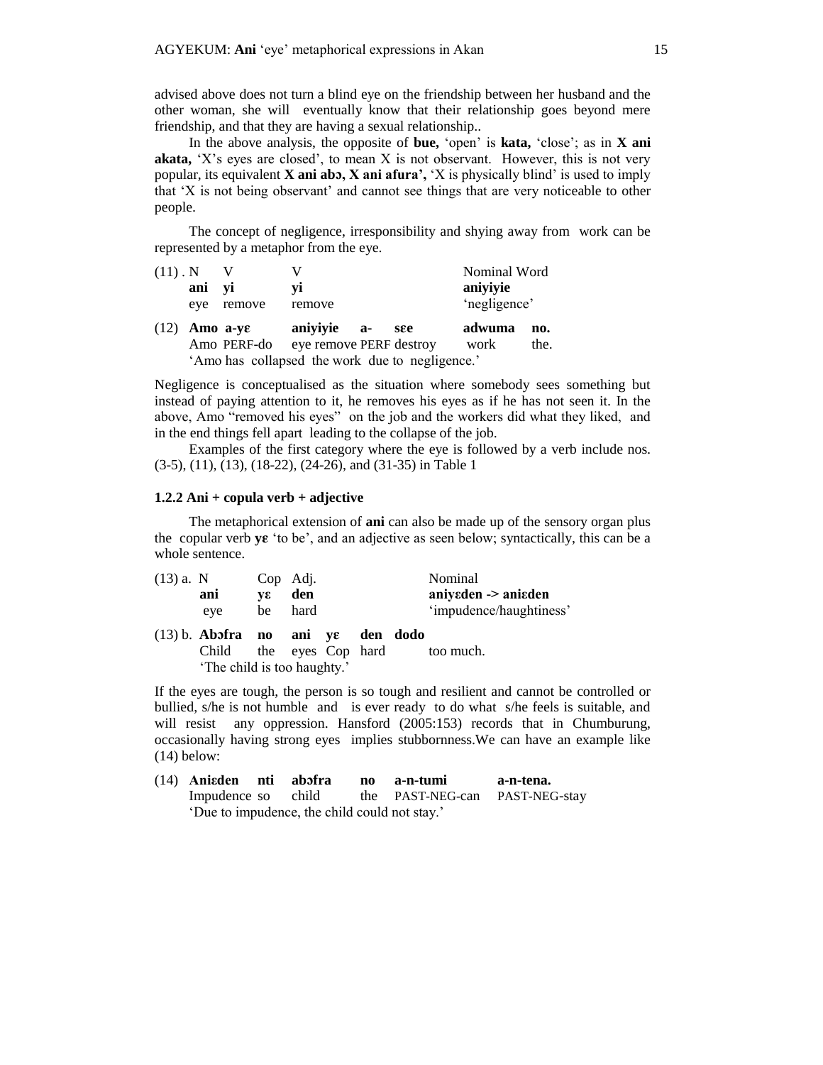advised above does not turn a blind eye on the friendship between her husband and the other woman, she will eventually know that their relationship goes beyond mere friendship, and that they are having a sexual relationship..

In the above analysis, the opposite of **bue,** 'open' is **kata,** 'close'; as in **X ani akata,** 'X's eyes are closed', to mean X is not observant. However, this is not very popular, its equivalent **X ani abɔ, X ani afura',** 'X is physically blind' is used to imply that 'X is not being observant' and cannot see things that are very noticeable to other people.

The concept of negligence, irresponsibility and shying away from work can be represented by a metaphor from the eye.

| (11). N | V | V | | | Nominal Word | |
|---|---|---|---|---|---|---|
| **ani** | **yi** | **yi** | | | **aniyiyie** | |
| eye | remove | remove | | | 'negligence' | |

| (12) | **Amo a-yɛ** | **aniyiyie** | **a-** | **sɛe** | **adwuma** | **no.** |
|---|---|---|---|---|---|---|
| | Amo PERF-do | eye remove | PERF | destroy | work | the. |

'Amo has collapsed the work due to negligence.'

Negligence is conceptualised as the situation where somebody sees something but instead of paying attention to it, he removes his eyes as if he has not seen it. In the above, Amo "removed his eyes" on the job and the workers did what they liked, and in the end things fell apart leading to the collapse of the job.

Examples of the first category where the eye is followed by a verb include nos. (3-5), (11), (13), (18-22), (24-26), and (31-35) in Table 1

### 1.2.2 Ani + copula verb + adjective

The metaphorical extension of **ani** can also be made up of the sensory organ plus the copular verb **yɛ** 'to be', and an adjective as seen below; syntactically, this can be a whole sentence.

| (13) a. N | Cop | Adj. | Nominal |
|---|---|---|---|
| **ani** | **yɛ** | **den** | **aniyɛden -> aniɛden** |
| eye | be | hard | 'impudence/haughtiness' |

| (13) b. **Abɔfra** | **no** | **ani** | **yɛ** | **den** | **dodo** |
|---|---|---|---|---|---|
| Child | the | eyes | Cop | hard | too much. |

'The child is too haughty.'

If the eyes are tough, the person is so tough and resilient and cannot be controlled or bullied, s/he is not humble and is ever ready to do what s/he feels is suitable, and will resist any oppression. Hansford (2005:153) records that in Chumburung, occasionally having strong eyes implies stubbornness.We can have an example like (14) below:

| (14) **Aniɛden** | **nti** | **abɔfra** | **no** | **a-n-tumi** | **a-n-tena.** |
|---|---|---|---|---|---|
| Impudence | so | child | the | PAST-NEG-can | PAST-NEG-stay |

'Due to impudence, the child could not stay.'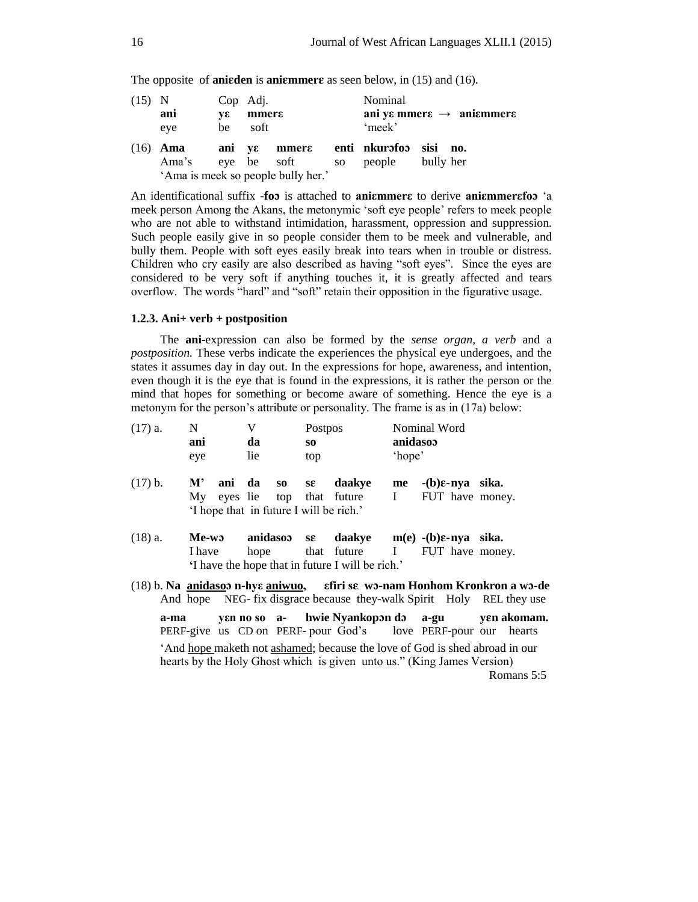The opposite of **aniɛden** is **aniɛmmerɛ** as seen below, in (15) and (16).

| (15) | N | Cop | Adj. | Nominal |
|---|---|---|---|---|
| | **ani** | **yɛ** | **mmerɛ** | **ani yɛ mmerɛ → aniɛmmerɛ** |
| | eye | be | soft | 'meek' |

| (16) | **Ama** | **ani** | **yɛ** | **mmerɛ** | **enti** | **nkurɔfoɔ** | **sisi** | **no.** |
|---|---|---|---|---|---|---|---|---|
| | Ama's | eye | be | soft | so | people | bully | her |

'Ama is meek so people bully her.'

An identificational suffix **-foɔ** is attached to **aniɛmmerɛ** to derive **aniɛmmerɛfoɔ** 'a meek person Among the Akans, the metonymic 'soft eye people' refers to meek people who are not able to withstand intimidation, harassment, oppression and suppression. Such people easily give in so people consider them to be meek and vulnerable, and bully them. People with soft eyes easily break into tears when in trouble or distress. Children who cry easily are also described as having "soft eyes". Since the eyes are considered to be very soft if anything touches it, it is greatly affected and tears overflow. The words "hard" and "soft" retain their opposition in the figurative usage.

### 1.2.3. Ani+ verb + postposition

The **ani**-expression can also be formed by the *sense organ, a verb* and a *postposition.* These verbs indicate the experiences the physical eye undergoes, and the states it assumes day in day out. In the expressions for hope, awareness, and intention, even though it is the eye that is found in the expressions, it is rather the person or the mind that hopes for something or become aware of something. Hence the eye is a metonym for the person's attribute or personality. The frame is as in (17a) below:

| (17) a. | N | V | Postpos | Nominal Word |
|---|---|---|---|---|
| | **ani** | **da** | **so** | **anidasoɔ** |
| | eye | lie | top | 'hope' |

| (17) b. | **M'** | **ani** | **da** | **so** | **sɛ** | **daakye** | **me** | **-(b)ɛ-nya** | **sika.** |
|---|---|---|---|---|---|---|---|---|---|
| | My | eyes | lie | top | that | future | I | FUT have | money. |

'I hope that in future I will be rich.'

| (18) a. | **Me-wɔ** | **anidasoɔ** | **sɛ** | **daakye** | **m(e)** | **-(b)ɛ-nya** | **sika.** |
|---|---|---|---|---|---|---|---|
| | I have | hope | that | future | I | FUT have | money. |

'I have the hope that in future I will be rich.'

(18) b. **Na** **anidasoɔ** **n-hyɛ** **aniwuo,** **ɛfiri sɛ** **wɔ-nam** **Honhom** **Kronkron** **a** **wɔ-de**
And hope NEG- fix disgrace because they-walk Spirit Holy REL they use

**a-ma** **yɛn** **no** **so** **a-** **hwie** **Nyankopɔn** **dɔ** **a-gu** **yɛn** **akomam.**
PERF-give us CD on PERF- pour God's love PERF-pour our hearts

'And hope maketh not ashamed; because the love of God is shed abroad in our hearts by the Holy Ghost which is given unto us." (King James Version)

Romans 5:5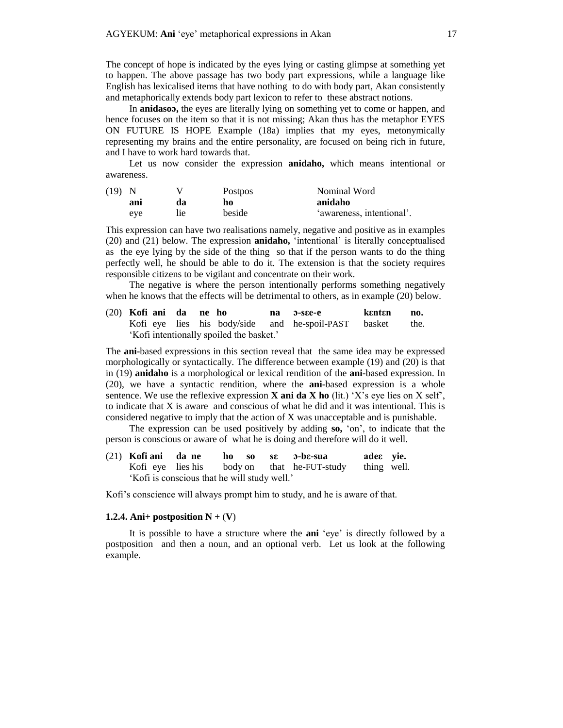The concept of hope is indicated by the eyes lying or casting glimpse at something yet to happen. The above passage has two body part expressions, while a language like English has lexicalised items that have nothing to do with body part, Akan consistently and metaphorically extends body part lexicon to refer to these abstract notions.

In **anidasoɔ,** the eyes are literally lying on something yet to come or happen, and hence focuses on the item so that it is not missing; Akan thus has the metaphor EYES ON FUTURE IS HOPE Example (18a) implies that my eyes, metonymically representing my brains and the entire personality, are focused on being rich in future, and I have to work hard towards that.

Let us now consider the expression **anidaho,** which means intentional or awareness.

| (19) | N | V | Postpos | Nominal Word |
|---|---|---|---|---|
| | **ani** | **da** | **ho** | **anidaho** |
| | eye | lie | beside | 'awareness, intentional'. |

This expression can have two realisations namely, negative and positive as in examples (20) and (21) below. The expression **anidaho,** 'intentional' is literally conceptualised as the eye lying by the side of the thing so that if the person wants to do the thing perfectly well, he should be able to do it. The extension is that the society requires responsible citizens to be vigilant and concentrate on their work.

The negative is where the person intentionally performs something negatively when he knows that the effects will be detrimental to others, as in example (20) below.

| (20) | **Kofi** | **ani** | **da** | **ne** | **ho** | **na** | **ɔ-sɛe-e** | **kɛntɛn** | **no.** |
|---|---|---|---|---|---|---|---|---|---|
| | Kofi | eye | lies | his | body/side | and | he-spoil-PAST | basket | the. |

'Kofi intentionally spoiled the basket.'

The **ani-**based expressions in this section reveal that the same idea may be expressed morphologically or syntactically. The difference between example (19) and (20) is that in (19) **anidaho** is a morphological or lexical rendition of the **ani-**based expression. In (20), we have a syntactic rendition, where the **ani-**based expression is a whole sentence. We use the reflexive expression **X ani da X ho** (lit.) 'X's eye lies on X self', to indicate that X is aware and conscious of what he did and it was intentional. This is considered negative to imply that the action of X was unacceptable and is punishable.

The expression can be used positively by adding **so,** 'on', to indicate that the person is conscious or aware of what he is doing and therefore will do it well.

| (21) | **Kofi** | **ani** | **da** | **ne** | **ho** | **so** | **sɛ** | **ɔ-bɛ-sua** | **adeɛ** | **yie.** |
|---|---|---|---|---|---|---|---|---|---|---|
| | Kofi | eye | lies | his | body | on | that | he-FUT-study | thing | well. |

'Kofi is conscious that he will study well.'

Kofi's conscience will always prompt him to study, and he is aware of that.

### 1.2.4. Ani+ postposition N + (V)

It is possible to have a structure where the **ani** 'eye' is directly followed by a postposition and then a noun, and an optional verb. Let us look at the following example.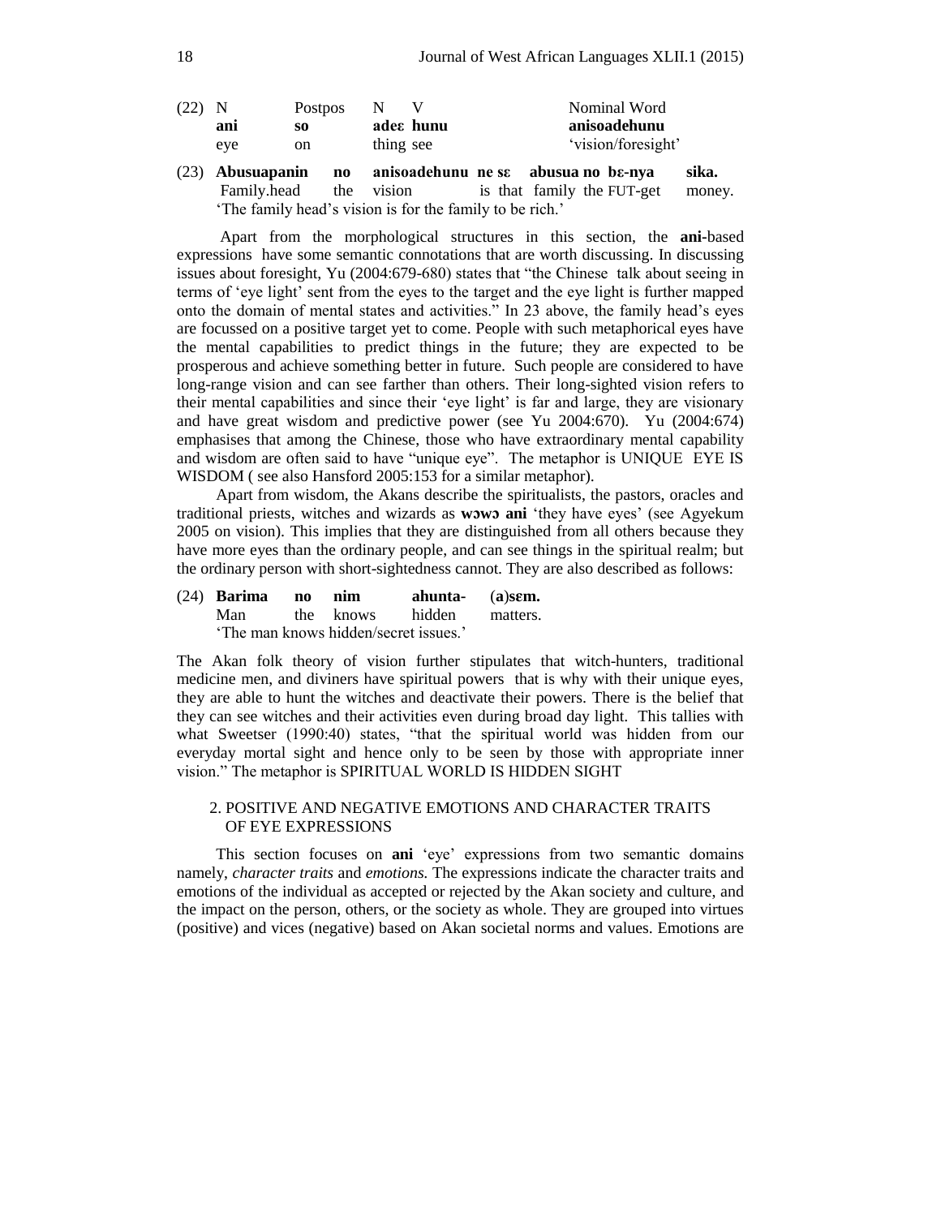(22) N Postpos N V Nominal Word

| | | | | |
|---|---|---|---|---|
| **ani** | **so** | **adeɛ** | **hunu** | **anisoadehunu** |
| eye | on | thing | see | 'vision/foresight' |

(23) **Abusuapanin no anisoadehunu ne sɛ abusua no bɛ-nya sika.**
Family.head the vision is that family the FUT-get money.
'The family head's vision is for the family to be rich.'

Apart from the morphological structures in this section, the **ani-**based expressions have some semantic connotations that are worth discussing. In discussing issues about foresight, Yu (2004:679-680) states that "the Chinese talk about seeing in terms of 'eye light' sent from the eyes to the target and the eye light is further mapped onto the domain of mental states and activities." In 23 above, the family head's eyes are focussed on a positive target yet to come. People with such metaphorical eyes have the mental capabilities to predict things in the future; they are expected to be prosperous and achieve something better in future. Such people are considered to have long-range vision and can see farther than others. Their long-sighted vision refers to their mental capabilities and since their 'eye light' is far and large, they are visionary and have great wisdom and predictive power (see Yu 2004:670). Yu (2004:674) emphasises that among the Chinese, those who have extraordinary mental capability and wisdom are often said to have "unique eye". The metaphor is UNIQUE EYE IS WISDOM ( see also Hansford 2005:153 for a similar metaphor).

Apart from wisdom, the Akans describe the spiritualists, the pastors, oracles and traditional priests, witches and wizards as **wɔwɔ ani** 'they have eyes' (see Agyekum 2005 on vision). This implies that they are distinguished from all others because they have more eyes than the ordinary people, and can see things in the spiritual realm; but the ordinary person with short-sightedness cannot. They are also described as follows:

(24) **Barima no nim ahunta- (a)sɛm.**
Man the knows hidden matters.
'The man knows hidden/secret issues.'

The Akan folk theory of vision further stipulates that witch-hunters, traditional medicine men, and diviners have spiritual powers that is why with their unique eyes, they are able to hunt the witches and deactivate their powers. There is the belief that they can see witches and their activities even during broad day light. This tallies with what Sweetser (1990:40) states, "that the spiritual world was hidden from our everyday mortal sight and hence only to be seen by those with appropriate inner vision." The metaphor is SPIRITUAL WORLD IS HIDDEN SIGHT

## 2. POSITIVE AND NEGATIVE EMOTIONS AND CHARACTER TRAITS OF EYE EXPRESSIONS

This section focuses on **ani** 'eye' expressions from two semantic domains namely, *character traits* and *emotions.* The expressions indicate the character traits and emotions of the individual as accepted or rejected by the Akan society and culture, and the impact on the person, others, or the society as whole. They are grouped into virtues (positive) and vices (negative) based on Akan societal norms and values. Emotions are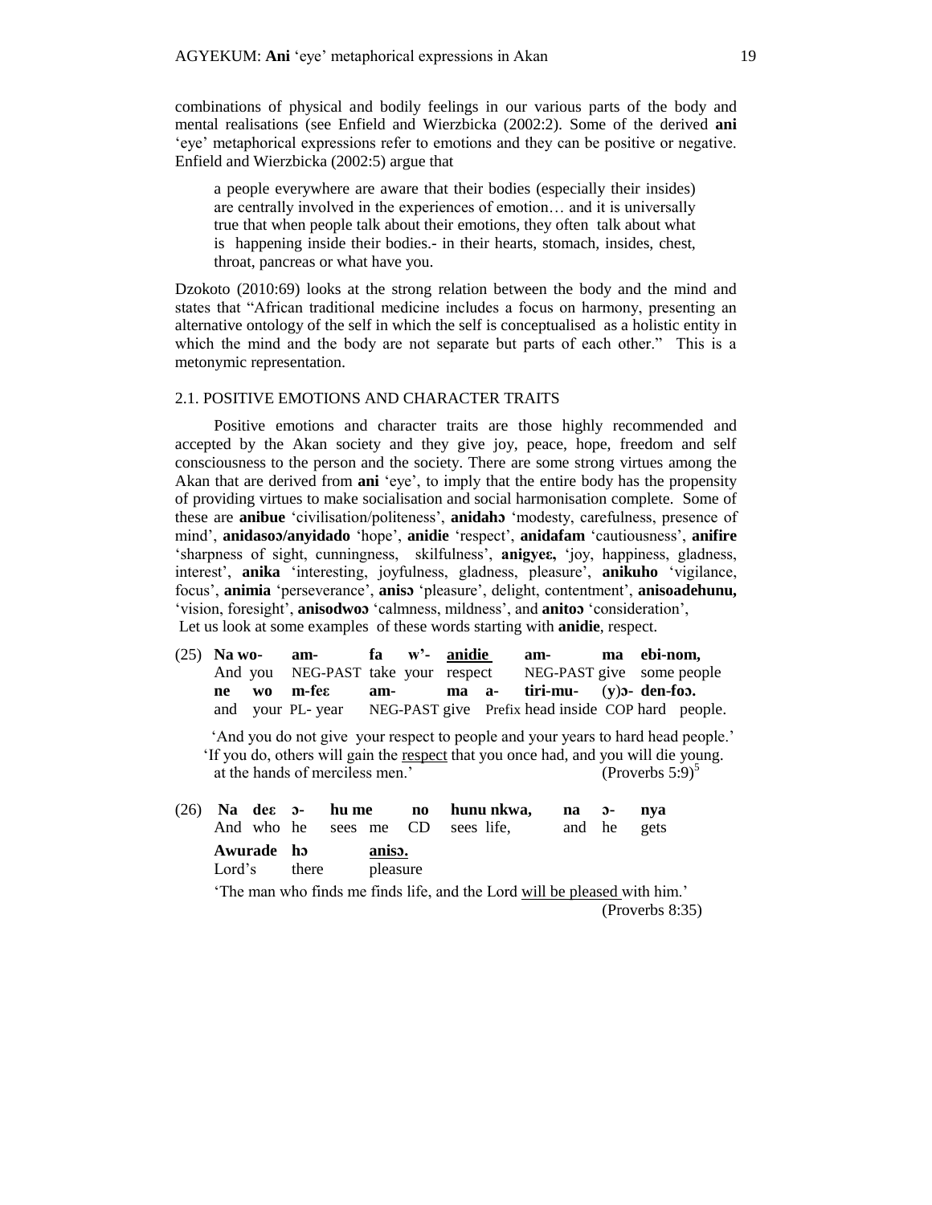combinations of physical and bodily feelings in our various parts of the body and mental realisations (see Enfield and Wierzbicka (2002:2). Some of the derived **ani** 'eye' metaphorical expressions refer to emotions and they can be positive or negative. Enfield and Wierzbicka (2002:5) argue that

> a people everywhere are aware that their bodies (especially their insides) are centrally involved in the experiences of emotion… and it is universally true that when people talk about their emotions, they often talk about what is happening inside their bodies.- in their hearts, stomach, insides, chest, throat, pancreas or what have you.

Dzokoto (2010:69) looks at the strong relation between the body and the mind and states that "African traditional medicine includes a focus on harmony, presenting an alternative ontology of the self in which the self is conceptualised as a holistic entity in which the mind and the body are not separate but parts of each other." This is a metonymic representation.

## 2.1. POSITIVE EMOTIONS AND CHARACTER TRAITS

Positive emotions and character traits are those highly recommended and accepted by the Akan society and they give joy, peace, hope, freedom and self consciousness to the person and the society. There are some strong virtues among the Akan that are derived from **ani** 'eye', to imply that the entire body has the propensity of providing virtues to make socialisation and social harmonisation complete. Some of these are **anibue** 'civilisation/politeness', **anidahɔ** 'modesty, carefulness, presence of mind', **anidasoɔ/anyidado** 'hope', **anidie** 'respect', **anidafam** 'cautiousness', **anifire** 'sharpness of sight, cunningness, skilfulness', **anigyeɛ,** 'joy, happiness, gladness, interest', **anika** 'interesting, joyfulness, gladness, pleasure', **anikuho** 'vigilance, focus', **animia** 'perseverance', **anisɔ** 'pleasure', delight, contentment', **anisoadehunu,** 'vision, foresight', **anisodwoɔ** 'calmness, mildness', and **anitoɔ** 'consideration',
Let us look at some examples of these words starting with **anidie**, respect.

(25) **Na wo- am- fa w'- anidie am- ma ebi-nom,**
And you NEG-PAST take your respect NEG-PAST give some people
**ne wo m-feɛ am- ma a- tiri-mu- (y)ɔ- den-foɔ.**
and your PL- year NEG-PAST give Prefix head inside COP hard people.

'And you do not give your respect to people and your years to hard head people.'
'If you do, others will gain the respect that you once had, and you will die young. at the hands of merciless men.' (Proverbs 5:9)[5]

(26) **Na deɛ ɔ- hu me no hunu nkwa, na ɔ- nya**
And who he sees me CD sees life, and he gets
**Awurade hɔ anisɔ.**
Lord's there pleasure

'The man who finds me finds life, and the Lord will be pleased with him.' (Proverbs 8:35)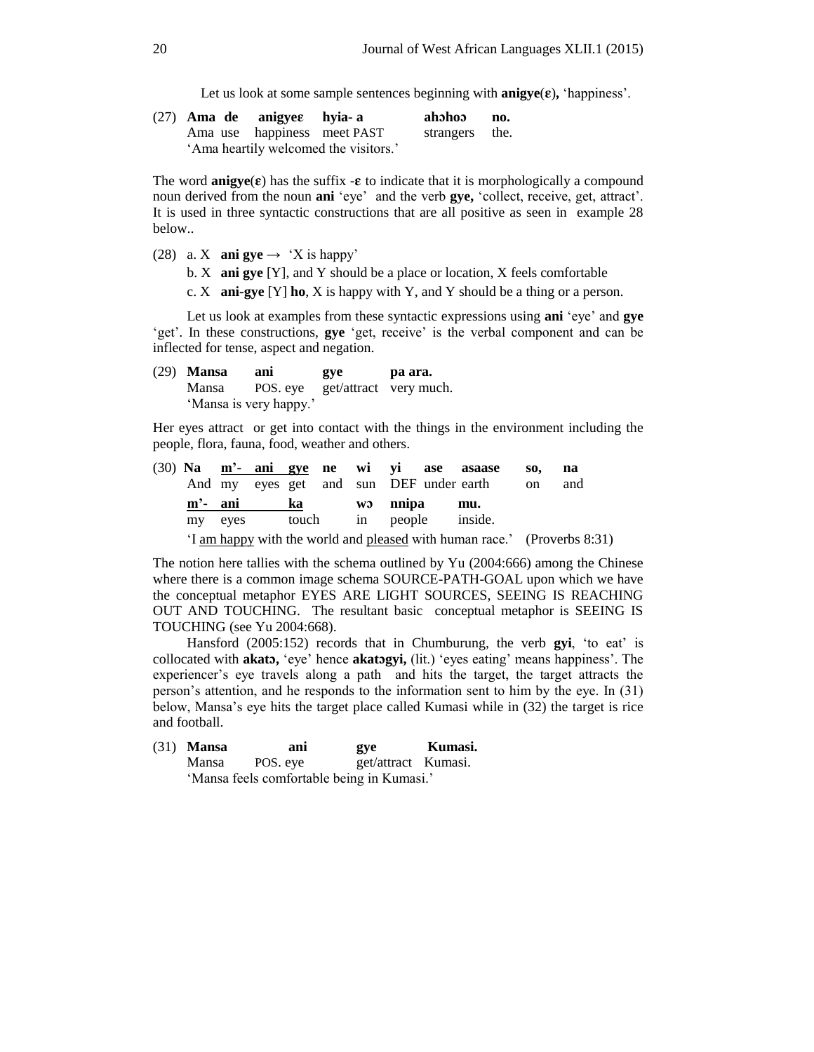Let us look at some sample sentences beginning with **anigye(ɛ),** 'happiness'.

(27) **Ama de anigyeɛ hyia- a ahɔhoɔ no.**
Ama use happiness meet PAST strangers the.
'Ama heartily welcomed the visitors.'

The word **anigye(ɛ)** has the suffix **-ɛ** to indicate that it is morphologically a compound noun derived from the noun **ani** 'eye' and the verb **gye,** 'collect, receive, get, attract'. It is used in three syntactic constructions that are all positive as seen in example 28 below..

(28) a. X **ani gye** → 'X is happy'

b. X **ani gye** [Y], and Y should be a place or location, X feels comfortable

c. X **ani-gye** [Y] **ho**, X is happy with Y, and Y should be a thing or a person.

Let us look at examples from these syntactic expressions using **ani** 'eye' and **gye** 'get'. In these constructions, **gye** 'get, receive' is the verbal component and can be inflected for tense, aspect and negation.

(29) **Mansa ani gye pa ara.**
Mansa POS. eye get/attract very much.
'Mansa is very happy.'

Her eyes attract or get into contact with the things in the environment including the people, flora, fauna, food, weather and others.

(30) **Na m'- ani gye ne wi yi ase asaase so, na**
And my eyes get and sun DEF under earth on and
**m'- ani ka wɔ nnipa mu.**
my eyes touch in people inside.
'I am happy with the world and pleased with human race.' (Proverbs 8:31)

The notion here tallies with the schema outlined by Yu (2004:666) among the Chinese where there is a common image schema SOURCE-PATH-GOAL upon which we have the conceptual metaphor EYES ARE LIGHT SOURCES, SEEING IS REACHING OUT AND TOUCHING. The resultant basic conceptual metaphor is SEEING IS TOUCHING (see Yu 2004:668).

Hansford (2005:152) records that in Chumburung, the verb **gyi**, 'to eat' is collocated with **akatɔ,** 'eye' hence **akatɔgyi,** (lit.) 'eyes eating' means happiness'. The experiencer's eye travels along a path and hits the target, the target attracts the person's attention, and he responds to the information sent to him by the eye. In (31) below, Mansa's eye hits the target place called Kumasi while in (32) the target is rice and football.

(31) **Mansa ani gye Kumasi.**
Mansa POS. eye get/attract Kumasi.
'Mansa feels comfortable being in Kumasi.'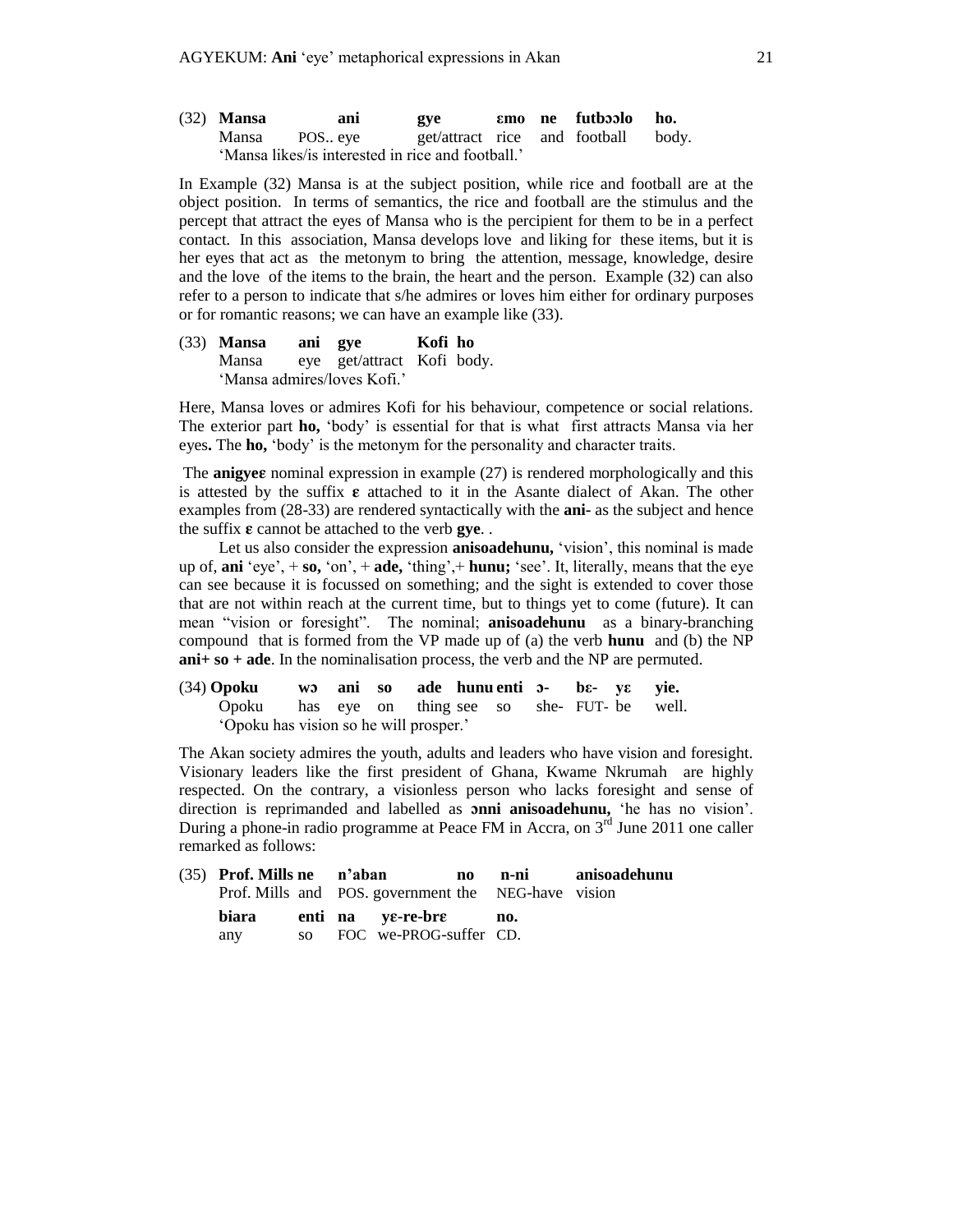(32) **Mansa ani gye ɛmo ne futbɔɔlo ho.**
Mansa POS.. eye get/attract rice and football body.
'Mansa likes/is interested in rice and football.'

In Example (32) Mansa is at the subject position, while rice and football are at the object position. In terms of semantics, the rice and football are the stimulus and the percept that attract the eyes of Mansa who is the percipient for them to be in a perfect contact. In this association, Mansa develops love and liking for these items, but it is her eyes that act as the metonym to bring the attention, message, knowledge, desire and the love of the items to the brain, the heart and the person. Example (32) can also refer to a person to indicate that s/he admires or loves him either for ordinary purposes or for romantic reasons; we can have an example like (33).

(33) **Mansa ani gye Kofi ho**
Mansa eye get/attract Kofi body.
'Mansa admires/loves Kofi.'

Here, Mansa loves or admires Kofi for his behaviour, competence or social relations. The exterior part **ho,** 'body' is essential for that is what first attracts Mansa via her eyes**.** The **ho,** 'body' is the metonym for the personality and character traits.

The **anigyeɛ** nominal expression in example (27) is rendered morphologically and this is attested by the suffix **ɛ** attached to it in the Asante dialect of Akan. The other examples from (28-33) are rendered syntactically with the **ani-** as the subject and hence the suffix **ɛ** cannot be attached to the verb **gye**. .

Let us also consider the expression **anisoadehunu,** 'vision', this nominal is made up of, **ani** 'eye', + **so,** 'on', + **ade,** 'thing',+ **hunu;** 'see'. It, literally, means that the eye can see because it is focussed on something; and the sight is extended to cover those that are not within reach at the current time, but to things yet to come (future). It can mean "vision or foresight". The nominal; **anisoadehunu** as a binary-branching compound that is formed from the VP made up of (a) the verb **hunu** and (b) the NP **ani+ so + ade**. In the nominalisation process, the verb and the NP are permuted.

(34) **Opoku wɔ ani so ade hunu enti ɔ- bɛ- yɛ yie.**
Opoku has eye on thing see so she- FUT- be well.
'Opoku has vision so he will prosper.'

The Akan society admires the youth, adults and leaders who have vision and foresight. Visionary leaders like the first president of Ghana, Kwame Nkrumah are highly respected. On the contrary, a visionless person who lacks foresight and sense of direction is reprimanded and labelled as **ɔnni anisoadehunu,** 'he has no vision'. During a phone-in radio programme at Peace FM in Accra, on 3rd June 2011 one caller remarked as follows:

(35) **Prof. Mills ne n'aban no n-ni anisoadehunu**
Prof. Mills and POS. government the NEG-have vision
**biara enti na yɛ-re-brɛ no.**
any so FOC we-PROG-suffer CD.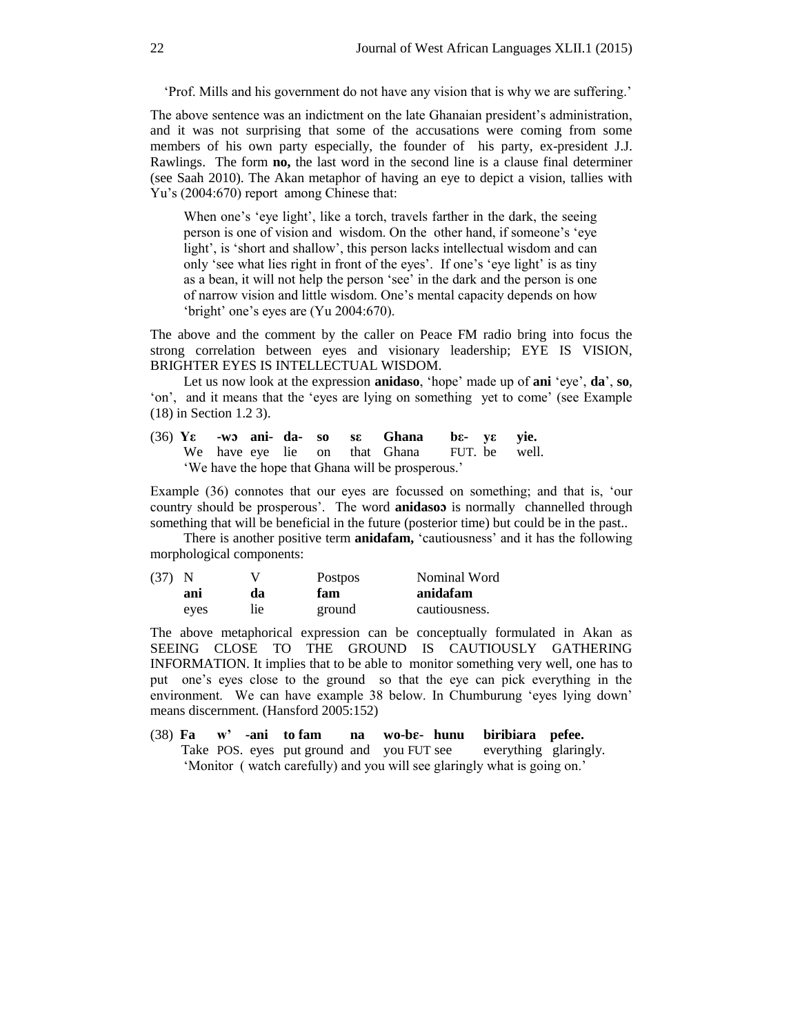'Prof. Mills and his government do not have any vision that is why we are suffering.'

The above sentence was an indictment on the late Ghanaian president's administration, and it was not surprising that some of the accusations were coming from some members of his own party especially, the founder of his party, ex-president J.J. Rawlings. The form **no,** the last word in the second line is a clause final determiner (see Saah 2010). The Akan metaphor of having an eye to depict a vision, tallies with Yu's (2004:670) report among Chinese that:

> When one's 'eye light', like a torch, travels farther in the dark, the seeing person is one of vision and wisdom. On the other hand, if someone's 'eye light', is 'short and shallow', this person lacks intellectual wisdom and can only 'see what lies right in front of the eyes'. If one's 'eye light' is as tiny as a bean, it will not help the person 'see' in the dark and the person is one of narrow vision and little wisdom. One's mental capacity depends on how 'bright' one's eyes are (Yu 2004:670).

The above and the comment by the caller on Peace FM radio bring into focus the strong correlation between eyes and visionary leadership; EYE IS VISION, BRIGHTER EYES IS INTELLECTUAL WISDOM.

Let us now look at the expression **anidaso**, 'hope' made up of **ani** 'eye', **da**', **so**, 'on', and it means that the 'eyes are lying on something yet to come' (see Example (18) in Section 1.2 3).

| (36) | **Yɛ** | **-wɔ** | **ani-** | **da-** | **so** | **sɛ** | **Ghana** | **bɛ-** | **yɛ** | **yie.** |
|---|---|---|---|---|---|---|---|---|---|---|
| | We | have | eye | lie | on | that | Ghana | FUT. | be | well. |

'We have the hope that Ghana will be prosperous.'

Example (36) connotes that our eyes are focussed on something; and that is, 'our country should be prosperous'. The word **anidasoɔ** is normally channelled through something that will be beneficial in the future (posterior time) but could be in the past..

There is another positive term **anidafam,** 'cautiousness' and it has the following morphological components:

| (37) | N | V | Postpos | Nominal Word |
|---|---|---|---|---|
| | **ani** | **da** | **fam** | **anidafam** |
| | eyes | lie | ground | cautiousness. |

The above metaphorical expression can be conceptually formulated in Akan as SEEING CLOSE TO THE GROUND IS CAUTIOUSLY GATHERING INFORMATION. It implies that to be able to monitor something very well, one has to put one's eyes close to the ground so that the eye can pick everything in the environment. We can have example 38 below. In Chumburung 'eyes lying down' means discernment. (Hansford 2005:152)

| (38) | **Fa** | **w'** | **-ani** | **to fam** | **na** | **wo-bɛ-** | **hunu** | **biribiara** | **pefee.** |
|---|---|---|---|---|---|---|---|---|---|
| | Take | POS. | eyes | put ground | and | you FUT | see | everything | glaringly. |

'Monitor ( watch carefully) and you will see glaringly what is going on.'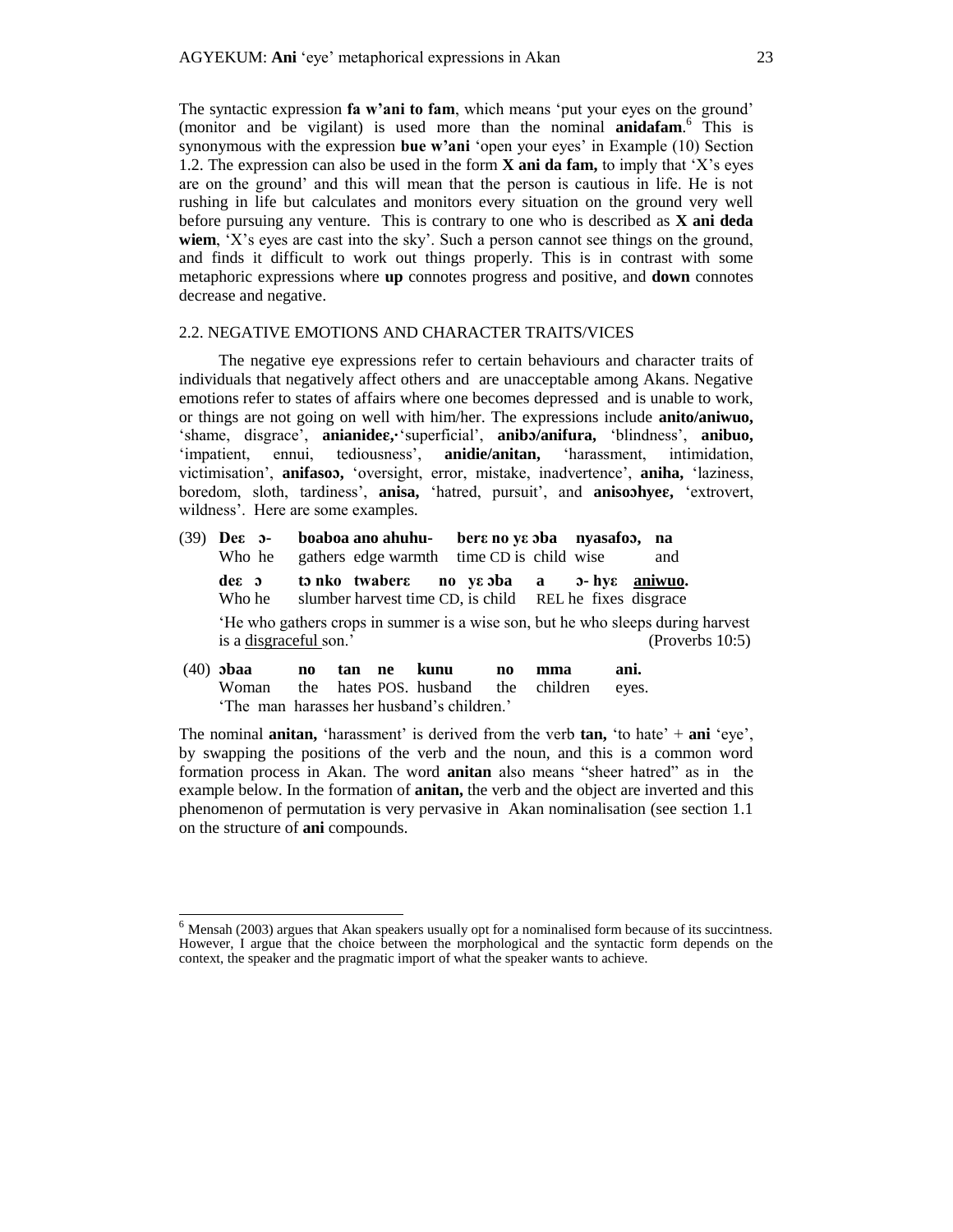The syntactic expression **fa w'ani to fam**, which means 'put your eyes on the ground' (monitor and be vigilant) is used more than the nominal **anidafam**.[6] This is synonymous with the expression **bue w'ani** 'open your eyes' in Example (10) Section 1.2. The expression can also be used in the form **X ani da fam,** to imply that 'X's eyes are on the ground' and this will mean that the person is cautious in life. He is not rushing in life but calculates and monitors every situation on the ground very well before pursuing any venture. This is contrary to one who is described as **X ani deda wiem**, 'X's eyes are cast into the sky'. Such a person cannot see things on the ground, and finds it difficult to work out things properly. This is in contrast with some metaphoric expressions where **up** connotes progress and positive, and **down** connotes decrease and negative.

## 2.2. NEGATIVE EMOTIONS AND CHARACTER TRAITS/VICES

The negative eye expressions refer to certain behaviours and character traits of individuals that negatively affect others and are unacceptable among Akans. Negative emotions refer to states of affairs where one becomes depressed and is unable to work, or things are not going on well with him/her. The expressions include **anito/aniwuo,** 'shame, disgrace', **anianideɛ,**·'superficial', **anibɔ/anifura,** 'blindness', **anibuo,** 'impatient, ennui, tediousness', **anidie/anitan,** 'harassment, intimidation, victimisation', **anifasoɔ,** 'oversight, error, mistake, inadvertence', **aniha,** 'laziness, boredom, sloth, tardiness', **anisa,** 'hatred, pursuit', and **anisoɔhyeɛ,** 'extrovert, wildness'. Here are some examples.

(39) **Deɛ ɔ- boaboa ano ahuhu- berɛ no yɛ ɔba nyasafoɔ, na**
Who he gathers edge warmth time CD is child wise and

**deɛ ɔ tɔ nko twaberɛ no yɛ ɔba a ɔ- hyɛ aniwuo.**
Who he slumber harvest time CD, is child REL he fixes disgrace

'He who gathers crops in summer is a wise son, but he who sleeps during harvest is a disgraceful son.' (Proverbs 10:5)

(40) **ɔbaa no tan ne kunu no mma ani.**
Woman the hates POS. husband the children eyes.
'The man harasses her husband's children.'

The nominal **anitan,** 'harassment' is derived from the verb **tan,** 'to hate' + **ani** 'eye', by swapping the positions of the verb and the noun, and this is a common word formation process in Akan. The word **anitan** also means "sheer hatred" as in the example below. In the formation of **anitan,** the verb and the object are inverted and this phenomenon of permutation is very pervasive in Akan nominalisation (see section 1.1 on the structure of **ani** compounds.

[6] Mensah (2003) argues that Akan speakers usually opt for a nominalised form because of its succintness. However, I argue that the choice between the morphological and the syntactic form depends on the context, the speaker and the pragmatic import of what the speaker wants to achieve.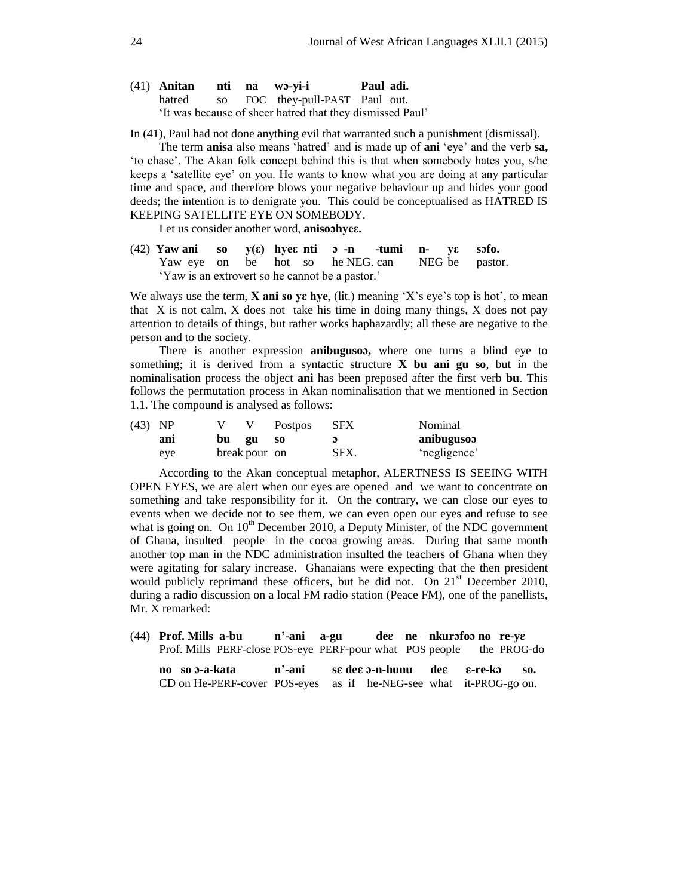(41) **Anitan nti na wɔ-yi-i Paul adi.**
hatred so FOC they-pull-PAST Paul out.
'It was because of sheer hatred that they dismissed Paul'

In (41), Paul had not done anything evil that warranted such a punishment (dismissal).

The term **anisa** also means 'hatred' and is made up of **ani** 'eye' and the verb **sa,** 'to chase'. The Akan folk concept behind this is that when somebody hates you, s/he keeps a 'satellite eye' on you. He wants to know what you are doing at any particular time and space, and therefore blows your negative behaviour up and hides your good deeds; the intention is to denigrate you. This could be conceptualised as HATRED IS KEEPING SATELLITE EYE ON SOMEBODY.

Let us consider another word, **anisoɔhyeɛ.**

(42) **Yaw ani so y(ɛ) hyeɛ nti ɔ -n -tumi n- yɛ sɔfo.**
Yaw eye on be hot so he NEG. can NEG be pastor.
'Yaw is an extrovert so he cannot be a pastor.'

We always use the term, **X ani so yɛ hye**, (lit.) meaning 'X's eye's top is hot', to mean that X is not calm, X does not take his time in doing many things, X does not pay attention to details of things, but rather works haphazardly; all these are negative to the person and to the society.

There is another expression **anibugusoɔ,** where one turns a blind eye to something; it is derived from a syntactic structure **X bu ani gu so**, but in the nominalisation process the object **ani** has been preposed after the first verb **bu**. This follows the permutation process in Akan nominalisation that we mentioned in Section 1.1. The compound is analysed as follows:

| (43) | NP | V | V | Postpos | SFX | Nominal |
|---|---|---|---|---|---|---|
| | **ani** | **bu** | **gu** | **so** | **ɔ** | **anibugusoɔ** |
| | eye | break | pour | on | SFX. | 'negligence' |

According to the Akan conceptual metaphor, ALERTNESS IS SEEING WITH OPEN EYES, we are alert when our eyes are opened and we want to concentrate on something and take responsibility for it. On the contrary, we can close our eyes to events when we decide not to see them, we can even open our eyes and refuse to see what is going on. On 10th December 2010, a Deputy Minister, of the NDC government of Ghana, insulted people in the cocoa growing areas. During that same month another top man in the NDC administration insulted the teachers of Ghana when they were agitating for salary increase. Ghanaians were expecting that the then president would publicly reprimand these officers, but he did not. On 21st December 2010, during a radio discussion on a local FM radio station (Peace FM), one of the panellists, Mr. X remarked:

(44) **Prof. Mills a-bu n'-ani a-gu deɛ ne nkurɔfoɔ no re-yɛ**
Prof. Mills PERF-close POS-eye PERF-pour what POS people the PROG-do

**no so ɔ-a-kata n'-ani sɛ deɛ ɔ-n-hunu deɛ ɛ-re-kɔ so.**
CD on He-PERF-cover POS-eyes as if he-NEG-see what it-PROG-go on.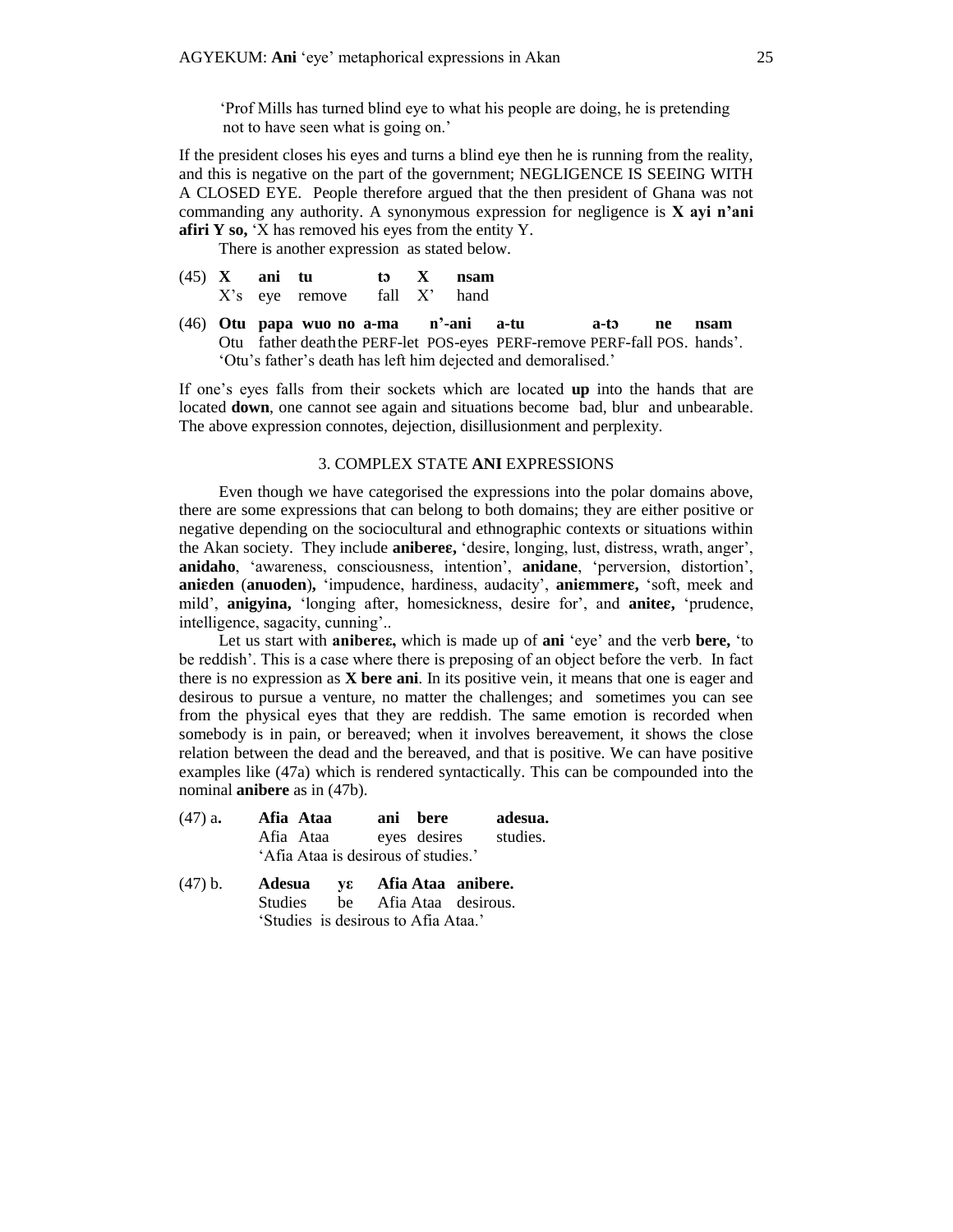'Prof Mills has turned blind eye to what his people are doing, he is pretending not to have seen what is going on.'

If the president closes his eyes and turns a blind eye then he is running from the reality, and this is negative on the part of the government; NEGLIGENCE IS SEEING WITH A CLOSED EYE. People therefore argued that the then president of Ghana was not commanding any authority. A synonymous expression for negligence is **X ayi n'ani afiri Y so,** 'X has removed his eyes from the entity Y.

There is another expression as stated below.

(45) **X ani tu tɔ X nsam**
X's eye remove fall X' hand

(46) **Otu papa wuo no a-ma n'-ani a-tu a-tɔ ne nsam**
Otu father death the PERF-let POS-eyes PERF-remove PERF-fall POS. hands'.
'Otu's father's death has left him dejected and demoralised.'

If one's eyes falls from their sockets which are located **up** into the hands that are located **down**, one cannot see again and situations become bad, blur and unbearable. The above expression connotes, dejection, disillusionment and perplexity.

## 3. COMPLEX STATE ANI EXPRESSIONS

Even though we have categorised the expressions into the polar domains above, there are some expressions that can belong to both domains; they are either positive or negative depending on the sociocultural and ethnographic contexts or situations within the Akan society. They include **aniberɛɛ,** 'desire, longing, lust, distress, wrath, anger', **anidaho**, 'awareness, consciousness, intention', **anidane**, 'perversion, distortion', **aniɛden** (**anuoden**)**,** 'impudence, hardiness, audacity', **aniɛmmerɛ,** 'soft, meek and mild', **anigyina,** 'longing after, homesickness, desire for', and **aniteɛ,** 'prudence, intelligence, sagacity, cunning'..

Let us start with **aniberɛɛ,** which is made up of **ani** 'eye' and the verb **bere,** 'to be reddish'. This is a case where there is preposing of an object before the verb. In fact there is no expression as **X bere ani**. In its positive vein, it means that one is eager and desirous to pursue a venture, no matter the challenges; and sometimes you can see from the physical eyes that they are reddish. The same emotion is recorded when somebody is in pain, or bereaved; when it involves bereavement, it shows the close relation between the dead and the bereaved, and that is positive. We can have positive examples like (47a) which is rendered syntactically. This can be compounded into the nominal **anibere** as in (47b).

(47) a**.** **Afia Ataa ani bere adesua.**
Afia Ataa eyes desires studies.
'Afia Ataa is desirous of studies.'

(47) b. **Adesua yɛ Afia Ataa anibere.**
Studies be Afia Ataa desirous.
'Studies is desirous to Afia Ataa.'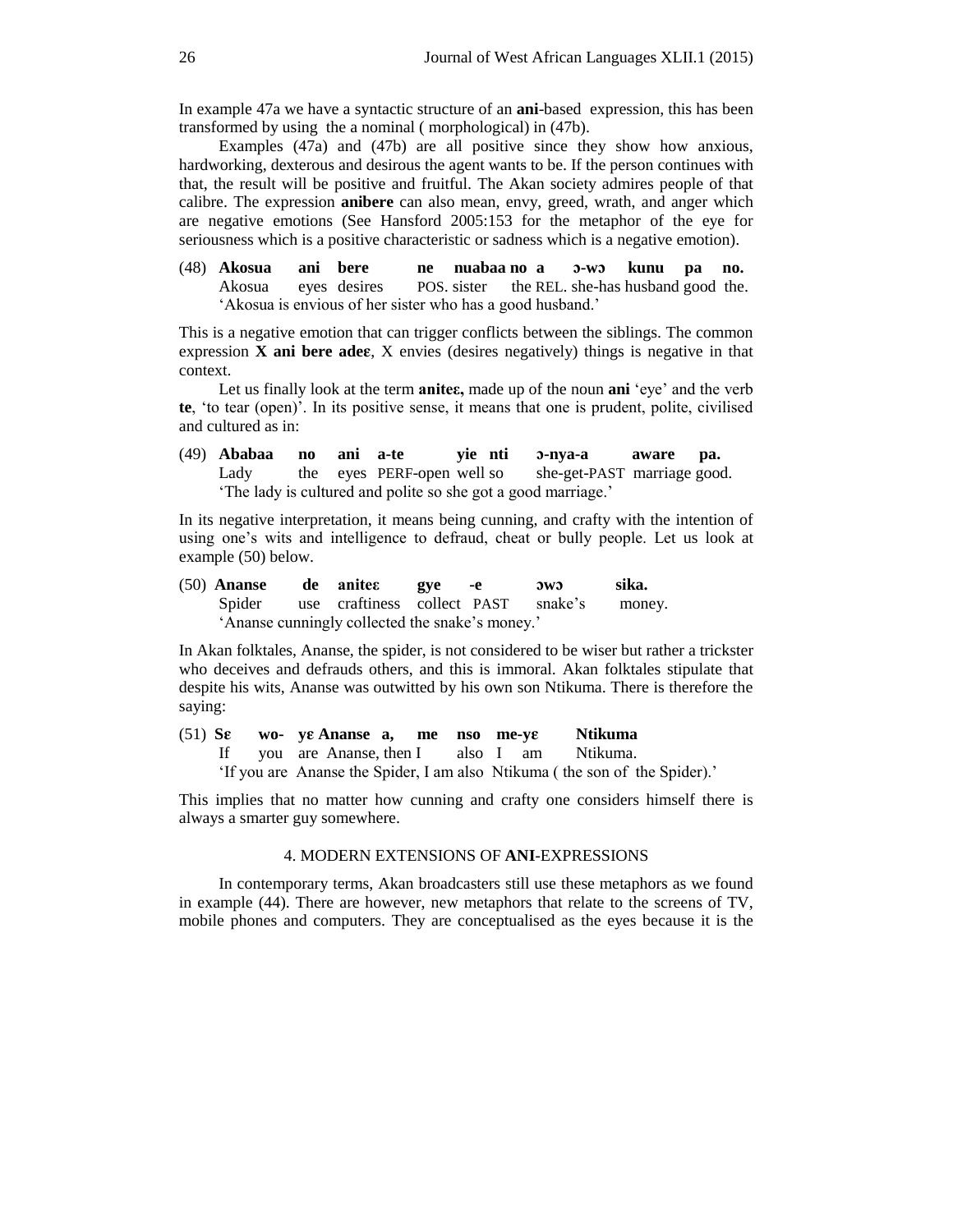In example 47a we have a syntactic structure of an **ani**-based expression, this has been transformed by using the a nominal ( morphological) in (47b).

Examples (47a) and (47b) are all positive since they show how anxious, hardworking, dexterous and desirous the agent wants to be. If the person continues with that, the result will be positive and fruitful. The Akan society admires people of that calibre. The expression **anibere** can also mean, envy, greed, wrath, and anger which are negative emotions (See Hansford 2005:153 for the metaphor of the eye for seriousness which is a positive characteristic or sadness which is a negative emotion).

(48) **Akosua ani bere ne nuabaa no a ɔ-wɔ kunu pa no.**
Akosua eyes desires POS. sister the REL. she-has husband good the.
'Akosua is envious of her sister who has a good husband.'

This is a negative emotion that can trigger conflicts between the siblings. The common expression **X ani bere adeɛ**, X envies (desires negatively) things is negative in that context.

Let us finally look at the term **aniteɛ,** made up of the noun **ani** 'eye' and the verb **te**, 'to tear (open)'. In its positive sense, it means that one is prudent, polite, civilised and cultured as in:

(49) **Ababaa no ani a-te yie nti ɔ-nya-a aware pa.**
Lady the eyes PERF-open well so she-get-PAST marriage good.
'The lady is cultured and polite so she got a good marriage.'

In its negative interpretation, it means being cunning, and crafty with the intention of using one's wits and intelligence to defraud, cheat or bully people. Let us look at example (50) below.

(50) **Ananse de aniteɛ gye -e ɔwɔ sika.**
Spider use craftiness collect PAST snake's money.
'Ananse cunningly collected the snake's money.'

In Akan folktales, Ananse, the spider, is not considered to be wiser but rather a trickster who deceives and defrauds others, and this is immoral. Akan folktales stipulate that despite his wits, Ananse was outwitted by his own son Ntikuma. There is therefore the saying:

(51) **Sɛ wo- yɛ Ananse a, me nso me-yɛ Ntikuma**
If you are Ananse, then I also I am Ntikuma.
'If you are Ananse the Spider, I am also Ntikuma ( the son of the Spider).'

This implies that no matter how cunning and crafty one considers himself there is always a smarter guy somewhere.

## 4. MODERN EXTENSIONS OF **ANI**-EXPRESSIONS

In contemporary terms, Akan broadcasters still use these metaphors as we found in example (44). There are however, new metaphors that relate to the screens of TV, mobile phones and computers. They are conceptualised as the eyes because it is the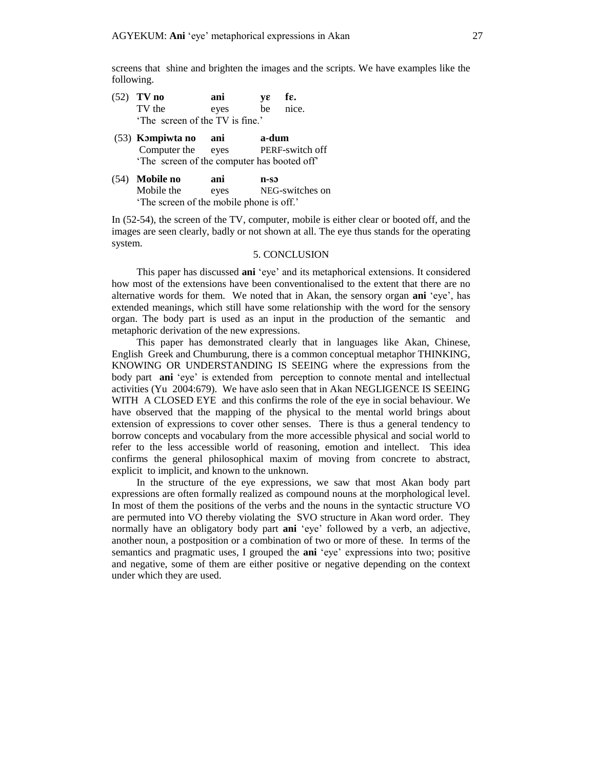screens that shine and brighten the images and the scripts. We have examples like the following.

(52) **TV no** **ani** **yɛ** **fɛ.**
TV the eyes be nice.
'The screen of the TV is fine.'

(53) **Kɔmpiwta no** **ani** **a-dum**
Computer the eyes PERF-switch off
'The screen of the computer has booted off'

(54) **Mobile no** **ani** **n-sɔ**
Mobile the eyes NEG-switches on
'The screen of the mobile phone is off.'

In (52-54), the screen of the TV, computer, mobile is either clear or booted off, and the images are seen clearly, badly or not shown at all. The eye thus stands for the operating system.

## 5. CONCLUSION

This paper has discussed **ani** 'eye' and its metaphorical extensions. It considered how most of the extensions have been conventionalised to the extent that there are no alternative words for them. We noted that in Akan, the sensory organ **ani** 'eye', has extended meanings, which still have some relationship with the word for the sensory organ. The body part is used as an input in the production of the semantic and metaphoric derivation of the new expressions.

This paper has demonstrated clearly that in languages like Akan, Chinese, English Greek and Chumburung, there is a common conceptual metaphor THINKING, KNOWING OR UNDERSTANDING IS SEEING where the expressions from the body part **ani** 'eye' is extended from perception to connote mental and intellectual activities (Yu 2004:679). We have aslo seen that in Akan NEGLIGENCE IS SEEING WITH A CLOSED EYE and this confirms the role of the eye in social behaviour. We have observed that the mapping of the physical to the mental world brings about extension of expressions to cover other senses. There is thus a general tendency to borrow concepts and vocabulary from the more accessible physical and social world to refer to the less accessible world of reasoning, emotion and intellect. This idea confirms the general philosophical maxim of moving from concrete to abstract, explicit to implicit, and known to the unknown.

In the structure of the eye expressions, we saw that most Akan body part expressions are often formally realized as compound nouns at the morphological level. In most of them the positions of the verbs and the nouns in the syntactic structure VO are permuted into VO thereby violating the SVO structure in Akan word order. They normally have an obligatory body part **ani** 'eye' followed by a verb, an adjective, another noun, a postposition or a combination of two or more of these. In terms of the semantics and pragmatic uses, I grouped the **ani** 'eye' expressions into two; positive and negative, some of them are either positive or negative depending on the context under which they are used.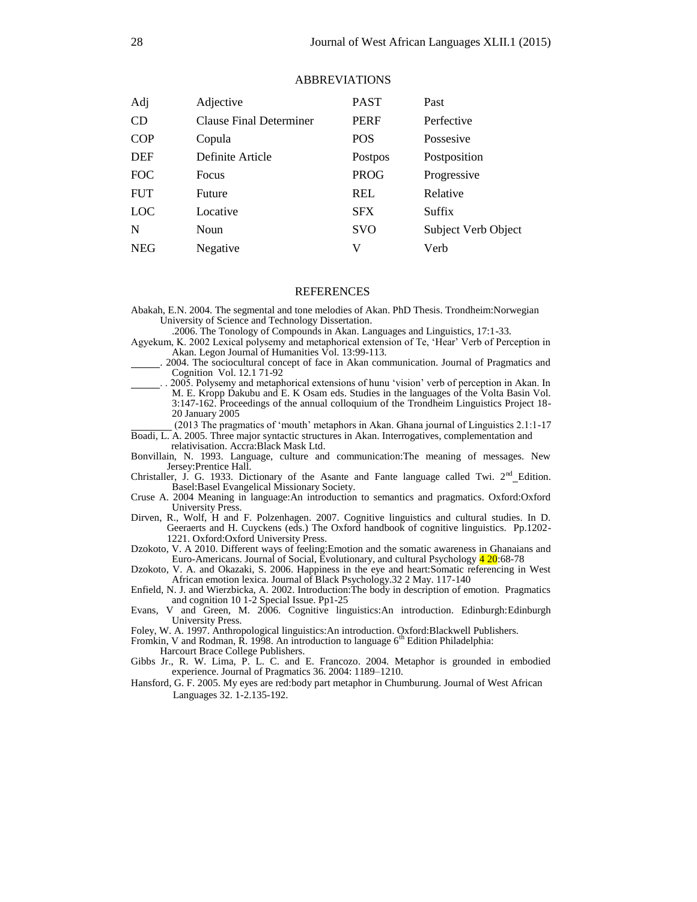## ABBREVIATIONS

| Adj | Adjective | PAST | Past |
|---|---|---|---|
| CD | Clause Final Determiner | PERF | Perfective |
| COP | Copula | POS | Possesive |
| DEF | Definite Article | Postpos | Postposition |
| FOC | Focus | PROG | Progressive |
| FUT | Future | REL | Relative |
| LOC | Locative | SFX | Suffix |
| N | Noun | SVO | Subject Verb Object |
| NEG | Negative | V | Verb |

## REFERENCES

Abakah, E.N. 2004. The segmental and tone melodies of Akan. PhD Thesis. Trondheim:Norwegian University of Science and Technology Dissertation.

.2006. The Tonology of Compounds in Akan. Languages and Linguistics, 17:1-33.

Agyekum, K. 2002 Lexical polysemy and metaphorical extension of Te, 'Hear' Verb of Perception in Akan. Legon Journal of Humanities Vol. 13:99-113.

______. 2004. The sociocultural concept of face in Akan communication. Journal of Pragmatics and Cognition Vol. 12.1 71-92

______. . 2005. Polysemy and metaphorical extensions of hunu 'vision' verb of perception in Akan. In M. E. Kropp Dakubu and E. K Osam eds. Studies in the languages of the Volta Basin Vol. 3:147-162. Proceedings of the annual colloquium of the Trondheim Linguistics Project 18-20 January 2005

________ (2013 The pragmatics of 'mouth' metaphors in Akan. Ghana journal of Linguistics 2.1:1-17

Boadi, L. A. 2005. Three major syntactic structures in Akan. Interrogatives, complementation and relativisation. Accra:Black Mask Ltd.

Bonvillain, N. 1993. Language, culture and communication:The meaning of messages. New Jersey:Prentice Hall.

Christaller, J. G. 1933. Dictionary of the Asante and Fante language called Twi. 2nd Edition. Basel:Basel Evangelical Missionary Society.

Cruse A. 2004 Meaning in language:An introduction to semantics and pragmatics. Oxford:Oxford University Press.

Dirven, R., Wolf, H and F. Polzenhagen. 2007. Cognitive linguistics and cultural studies. In D. Geeraerts and H. Cuyckens (eds.) The Oxford handbook of cognitive linguistics. Pp.1202-1221. Oxford:Oxford University Press.

Dzokoto, V. A 2010. Different ways of feeling:Emotion and the somatic awareness in Ghanaians and Euro-Americans. Journal of Social, Evolutionary, and cultural Psychology 4 20:68-78

Dzokoto, V. A. and Okazaki, S. 2006. Happiness in the eye and heart:Somatic referencing in West African emotion lexica. Journal of Black Psychology.32 2 May. 117-140

Enfield, N. J. and Wierzbicka, A. 2002. Introduction:The body in description of emotion. Pragmatics and cognition 10 1-2 Special Issue. Pp1-25

Evans, V and Green, M. 2006. Cognitive linguistics:An introduction. Edinburgh:Edinburgh University Press.

Foley, W. A. 1997. Anthropological linguistics:An introduction. Oxford:Blackwell Publishers.

Fromkin, V and Rodman, R. 1998. An introduction to language 6th Edition Philadelphia: Harcourt Brace College Publishers.

Gibbs Jr., R. W. Lima, P. L. C. and E. Francozo. 2004. Metaphor is grounded in embodied experience. Journal of Pragmatics 36. 2004: 1189–1210.

Hansford, G. F. 2005. My eyes are red:body part metaphor in Chumburung. Journal of West African Languages 32. 1-2.135-192.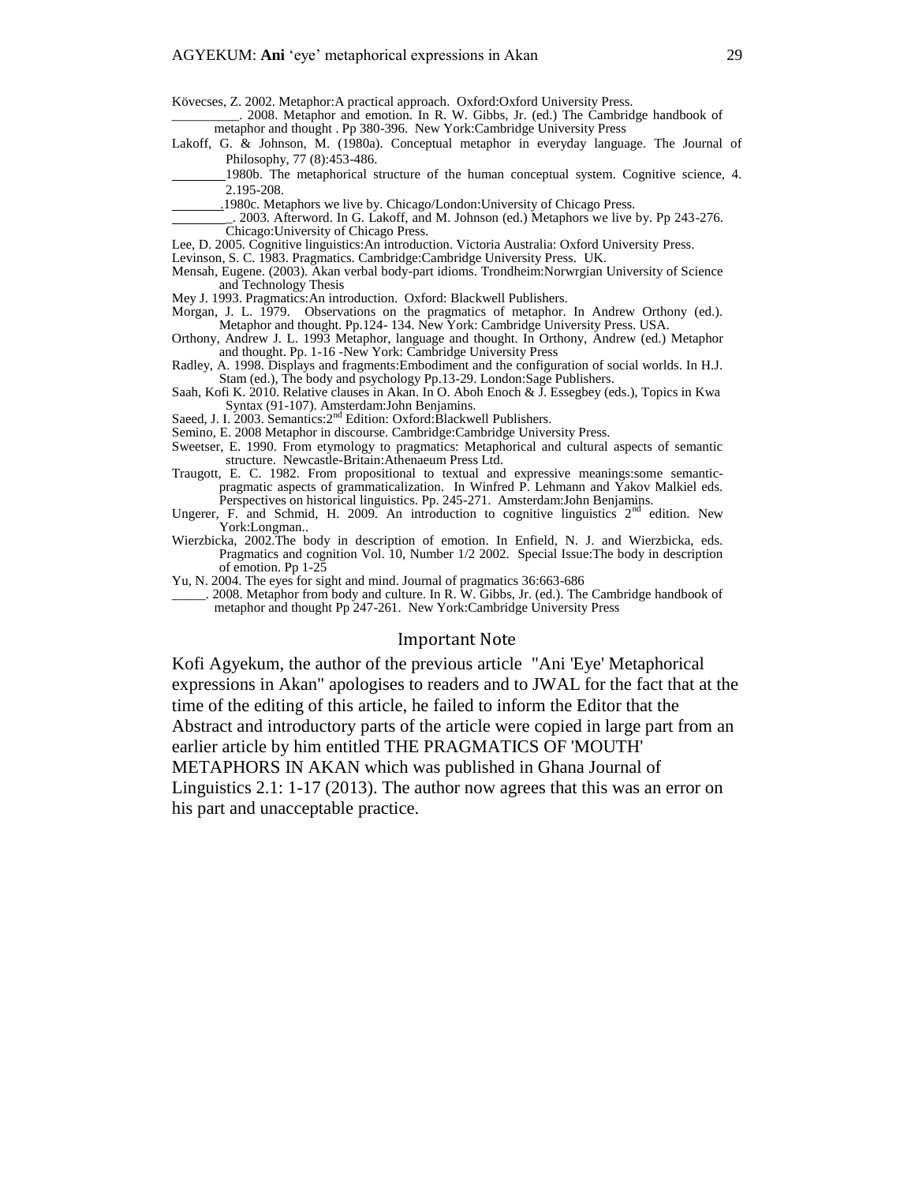Kövecses, Z. 2002. Metaphor:A practical approach. Oxford:Oxford University Press.

__________. 2008. Metaphor and emotion. In R. W. Gibbs, Jr. (ed.) The Cambridge handbook of metaphor and thought . Pp 380-396. New York:Cambridge University Press

Lakoff, G. & Johnson, M. (1980a). Conceptual metaphor in everyday language. The Journal of Philosophy, 77 (8):453-486.

________1980b. The metaphorical structure of the human conceptual system. Cognitive science, 4. 2.195-208.

________.1980c. Metaphors we live by. Chicago/London:University of Chicago Press.

_________. 2003. Afterword. In G. Lakoff, and M. Johnson (ed.) Metaphors we live by. Pp 243-276. Chicago:University of Chicago Press.

Lee, D. 2005. Cognitive linguistics:An introduction. Victoria Australia: Oxford University Press.

Levinson, S. C. 1983. Pragmatics. Cambridge:Cambridge University Press. UK.

Mensah, Eugene. (2003). Akan verbal body-part idioms. Trondheim:Norwrgian University of Science and Technology Thesis

Mey J. 1993. Pragmatics:An introduction. Oxford: Blackwell Publishers.

Morgan, J. L. 1979. Observations on the pragmatics of metaphor. In Andrew Orthony (ed.). Metaphor and thought. Pp.124- 134. New York: Cambridge University Press. USA.

Orthony, Andrew J. L. 1993 Metaphor, language and thought. In Orthony, Andrew (ed.) Metaphor and thought. Pp. 1-16 -New York: Cambridge University Press

Radley, A. 1998. Displays and fragments:Embodiment and the configuration of social worlds. In H.J. Stam (ed.), The body and psychology Pp.13-29. London:Sage Publishers.

Saah, Kofi K. 2010. Relative clauses in Akan. In O. Aboh Enoch & J. Essegbey (eds.), Topics in Kwa Syntax (91-107). Amsterdam:John Benjamins.

Saeed, J. I. 2003. Semantics:2nd Edition: Oxford:Blackwell Publishers.

Semino, E. 2008 Metaphor in discourse. Cambridge:Cambridge University Press.

Sweetser, E. 1990. From etymology to pragmatics: Metaphorical and cultural aspects of semantic structure. Newcastle-Britain:Athenaeum Press Ltd.

Traugott, E. C. 1982. From propositional to textual and expressive meanings:some semantic-pragmatic aspects of grammaticalization. In Winfred P. Lehmann and Yakov Malkiel eds. Perspectives on historical linguistics. Pp. 245-271. Amsterdam:John Benjamins.

Ungerer, F. and Schmid, H. 2009. An introduction to cognitive linguistics 2nd edition. New York:Longman..

Wierzbicka, 2002.The body in description of emotion. In Enfield, N. J. and Wierzbicka, eds. Pragmatics and cognition Vol. 10, Number 1/2 2002. Special Issue:The body in description of emotion. Pp 1-25

Yu, N. 2004. The eyes for sight and mind. Journal of pragmatics 36:663-686

_____. 2008. Metaphor from body and culture. In R. W. Gibbs, Jr. (ed.). The Cambridge handbook of metaphor and thought Pp 247-261. New York:Cambridge University Press

## Important Note

Kofi Agyekum, the author of the previous article "Ani 'Eye' Metaphorical expressions in Akan" apologises to readers and to JWAL for the fact that at the time of the editing of this article, he failed to inform the Editor that the Abstract and introductory parts of the article were copied in large part from an earlier article by him entitled THE PRAGMATICS OF 'MOUTH' METAPHORS IN AKAN which was published in Ghana Journal of Linguistics 2.1: 1-17 (2013). The author now agrees that this was an error on his part and unacceptable practice.